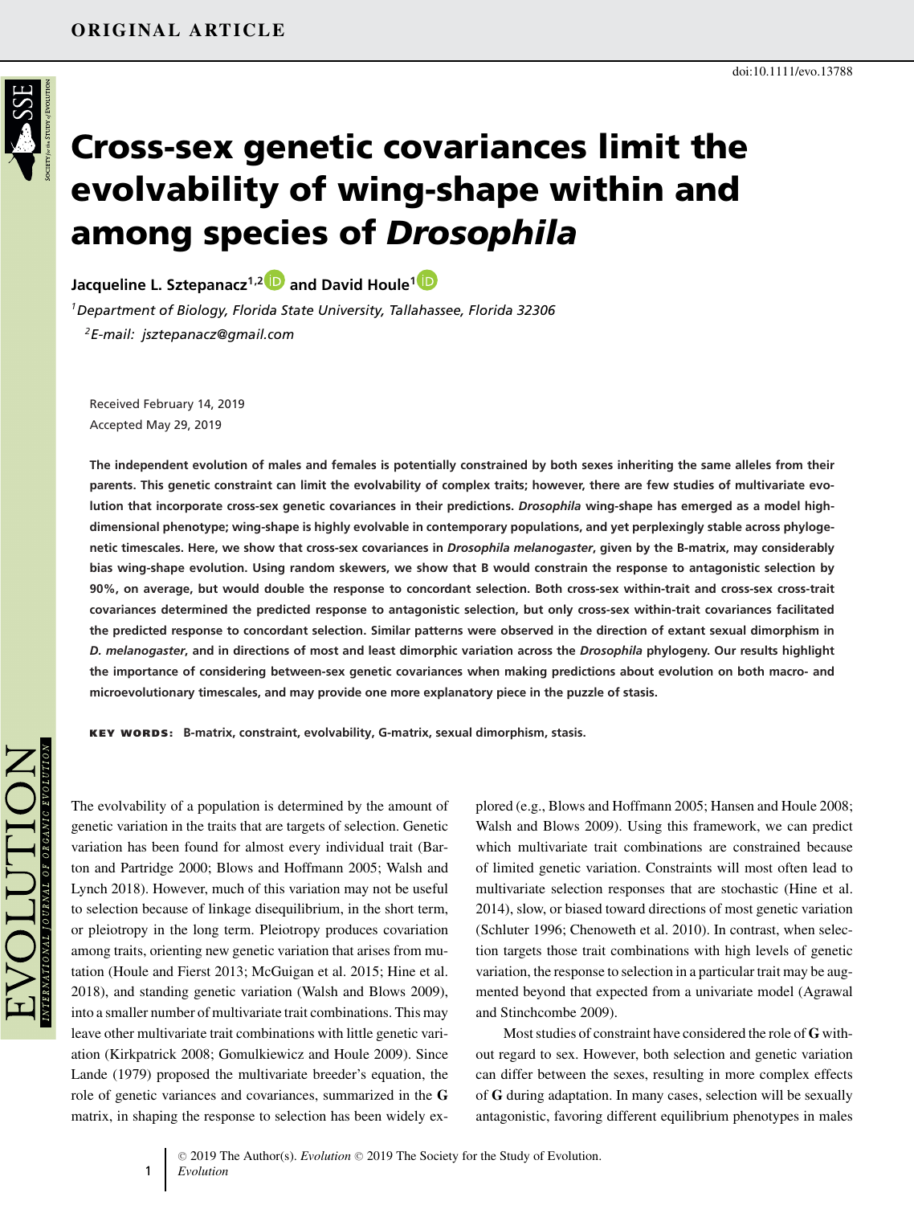ORIGINAL ARTICLE

doi:10.1111/evo.13788

# Cross-sex genetic covariances limit the evolvability of wing-shape within and among species of *Drosophila*

**Jacqueline L. Sztepanacz[1,2] and David Houle[1]**

[1]*Department of Biology, Florida State University, Tallahassee, Florida 32306*

[2]*E-mail: jsztepanacz@gmail.com*

Received February 14, 2019
Accepted May 29, 2019

**The independent evolution of males and females is potentially constrained by both sexes inheriting the same alleles from their parents. This genetic constraint can limit the evolvability of complex traits; however, there are few studies of multivariate evolution that incorporate cross-sex genetic covariances in their predictions. *Drosophila* wing-shape has emerged as a model high-dimensional phenotype; wing-shape is highly evolvable in contemporary populations, and yet perplexingly stable across phylogenetic timescales. Here, we show that cross-sex covariances in *Drosophila melanogaster*, given by the B-matrix, may considerably bias wing-shape evolution. Using random skewers, we show that B would constrain the response to antagonistic selection by 90%, on average, but would double the response to concordant selection. Both cross-sex within-trait and cross-sex cross-trait covariances determined the predicted response to antagonistic selection, but only cross-sex within-trait covariances facilitated the predicted response to concordant selection. Similar patterns were observed in the direction of extant sexual dimorphism in *D. melanogaster*, and in directions of most and least dimorphic variation across the *Drosophila* phylogeny. Our results highlight the importance of considering between-sex genetic covariances when making predictions about evolution on both macro- and microevolutionary timescales, and may provide one more explanatory piece in the puzzle of stasis.**

**KEY WORDS:** B-matrix, constraint, evolvability, G-matrix, sexual dimorphism, stasis.

The evolvability of a population is determined by the amount of genetic variation in the traits that are targets of selection. Genetic variation has been found for almost every individual trait (Barton and Partridge 2000; Blows and Hoffmann 2005; Walsh and Lynch 2018). However, much of this variation may not be useful to selection because of linkage disequilibrium, in the short term, or pleiotropy in the long term. Pleiotropy produces covariation among traits, orienting new genetic variation that arises from mutation (Houle and Fierst 2013; McGuigan et al. 2015; Hine et al. 2018), and standing genetic variation (Walsh and Blows 2009), into a smaller number of multivariate trait combinations. This may leave other multivariate trait combinations with little genetic variation (Kirkpatrick 2008; Gomulkiewicz and Houle 2009). Since Lande (1979) proposed the multivariate breeder's equation, the role of genetic variances and covariances, summarized in the **G** matrix, in shaping the response to selection has been widely explored (e.g., Blows and Hoffmann 2005; Hansen and Houle 2008; Walsh and Blows 2009). Using this framework, we can predict which multivariate trait combinations are constrained because of limited genetic variation. Constraints will most often lead to multivariate selection responses that are stochastic (Hine et al. 2014), slow, or biased toward directions of most genetic variation (Schluter 1996; Chenoweth et al. 2010). In contrast, when selection targets those trait combinations with high levels of genetic variation, the response to selection in a particular trait may be augmented beyond that expected from a univariate model (Agrawal and Stinchcombe 2009).

Most studies of constraint have considered the role of **G** without regard to sex. However, both selection and genetic variation can differ between the sexes, resulting in more complex effects of **G** during adaptation. In many cases, selection will be sexually antagonistic, favoring different equilibrium phenotypes in males

© 2019 The Author(s). *Evolution* © 2019 The Society for the Study of Evolution.
*Evolution*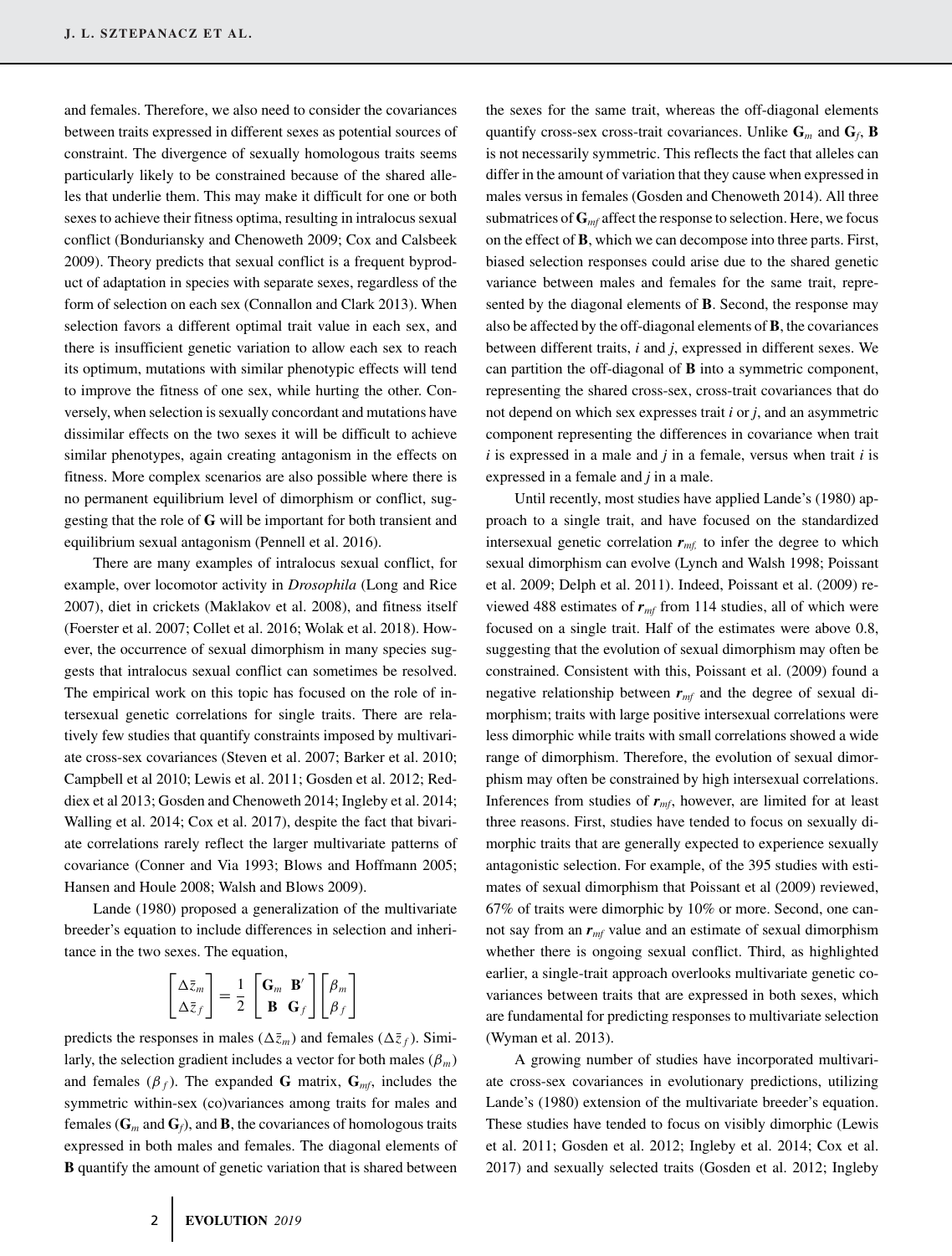and females. Therefore, we also need to consider the covariances between traits expressed in different sexes as potential sources of constraint. The divergence of sexually homologous traits seems particularly likely to be constrained because of the shared alleles that underlie them. This may make it difficult for one or both sexes to achieve their fitness optima, resulting in intralocus sexual conflict (Bonduriansky and Chenoweth 2009; Cox and Calsbeek 2009). Theory predicts that sexual conflict is a frequent byproduct of adaptation in species with separate sexes, regardless of the form of selection on each sex (Connallon and Clark 2013). When selection favors a different optimal trait value in each sex, and there is insufficient genetic variation to allow each sex to reach its optimum, mutations with similar phenotypic effects will tend to improve the fitness of one sex, while hurting the other. Conversely, when selection is sexually concordant and mutations have dissimilar effects on the two sexes it will be difficult to achieve similar phenotypes, again creating antagonism in the effects on fitness. More complex scenarios are also possible where there is no permanent equilibrium level of dimorphism or conflict, suggesting that the role of **G** will be important for both transient and equilibrium sexual antagonism (Pennell et al. 2016).

There are many examples of intralocus sexual conflict, for example, over locomotor activity in *Drosophila* (Long and Rice 2007), diet in crickets (Maklakov et al. 2008), and fitness itself (Foerster et al. 2007; Collet et al. 2016; Wolak et al. 2018). However, the occurrence of sexual dimorphism in many species suggests that intralocus sexual conflict can sometimes be resolved. The empirical work on this topic has focused on the role of intersexual genetic correlations for single traits. There are relatively few studies that quantify constraints imposed by multivariate cross-sex covariances (Steven et al. 2007; Barker et al. 2010; Campbell et al 2010; Lewis et al. 2011; Gosden et al. 2012; Reddiex et al 2013; Gosden and Chenoweth 2014; Ingleby et al. 2014; Walling et al. 2014; Cox et al. 2017), despite the fact that bivariate correlations rarely reflect the larger multivariate patterns of covariance (Conner and Via 1993; Blows and Hoffmann 2005; Hansen and Houle 2008; Walsh and Blows 2009).

Lande (1980) proposed a generalization of the multivariate breeder's equation to include differences in selection and inheritance in the two sexes. The equation,

$$\begin{bmatrix} \Delta\bar{z}_m \\ \Delta\bar{z}_f \end{bmatrix} = \frac{1}{2}\begin{bmatrix} \mathbf{G}_m & \mathbf{B}' \\ \mathbf{B} & \mathbf{G}_f \end{bmatrix}\begin{bmatrix} \beta_m \\ \beta_f \end{bmatrix}$$

predicts the responses in males ($\Delta\bar{z}_m$) and females ($\Delta\bar{z}_f$). Similarly, the selection gradient includes a vector for both males ($\beta_m$) and females ($\beta_f$). The expanded **G** matrix, $\mathbf{G}_{mf}$, includes the symmetric within-sex (co)variances among traits for males and females ($\mathbf{G}_m$ and $\mathbf{G}_f$), and **B**, the covariances of homologous traits expressed in both males and females. The diagonal elements of **B** quantify the amount of genetic variation that is shared between the sexes for the same trait, whereas the off-diagonal elements quantify cross-sex cross-trait covariances. Unlike $\mathbf{G}_m$ and $\mathbf{G}_f$, **B** is not necessarily symmetric. This reflects the fact that alleles can differ in the amount of variation that they cause when expressed in males versus in females (Gosden and Chenoweth 2014). All three submatrices of $\mathbf{G}_{mf}$ affect the response to selection. Here, we focus on the effect of **B**, which we can decompose into three parts. First, biased selection responses could arise due to the shared genetic variance between males and females for the same trait, represented by the diagonal elements of **B**. Second, the response may also be affected by the off-diagonal elements of **B**, the covariances between different traits, *i* and *j*, expressed in different sexes. We can partition the off-diagonal of **B** into a symmetric component, representing the shared cross-sex, cross-trait covariances that do not depend on which sex expresses trait *i* or *j*, and an asymmetric component representing the differences in covariance when trait *i* is expressed in a male and *j* in a female, versus when trait *i* is expressed in a female and *j* in a male.

Until recently, most studies have applied Lande's (1980) approach to a single trait, and have focused on the standardized intersexual genetic correlation $\boldsymbol{r}_{mf,}$ to infer the degree to which sexual dimorphism can evolve (Lynch and Walsh 1998; Poissant et al. 2009; Delph et al. 2011). Indeed, Poissant et al. (2009) reviewed 488 estimates of $\boldsymbol{r}_{mf}$ from 114 studies, all of which were focused on a single trait. Half of the estimates were above 0.8, suggesting that the evolution of sexual dimorphism may often be constrained. Consistent with this, Poissant et al. (2009) found a negative relationship between $\boldsymbol{r}_{mf}$ and the degree of sexual dimorphism; traits with large positive intersexual correlations were less dimorphic while traits with small correlations showed a wide range of dimorphism. Therefore, the evolution of sexual dimorphism may often be constrained by high intersexual correlations. Inferences from studies of $\boldsymbol{r}_{mf}$, however, are limited for at least three reasons. First, studies have tended to focus on sexually dimorphic traits that are generally expected to experience sexually antagonistic selection. For example, of the 395 studies with estimates of sexual dimorphism that Poissant et al (2009) reviewed, 67% of traits were dimorphic by 10% or more. Second, one cannot say from an $\boldsymbol{r}_{mf}$ value and an estimate of sexual dimorphism whether there is ongoing sexual conflict. Third, as highlighted earlier, a single-trait approach overlooks multivariate genetic covariances between traits that are expressed in both sexes, which are fundamental for predicting responses to multivariate selection (Wyman et al. 2013).

A growing number of studies have incorporated multivariate cross-sex covariances in evolutionary predictions, utilizing Lande's (1980) extension of the multivariate breeder's equation. These studies have tended to focus on visibly dimorphic (Lewis et al. 2011; Gosden et al. 2012; Ingleby et al. 2014; Cox et al. 2017) and sexually selected traits (Gosden et al. 2012; Ingleby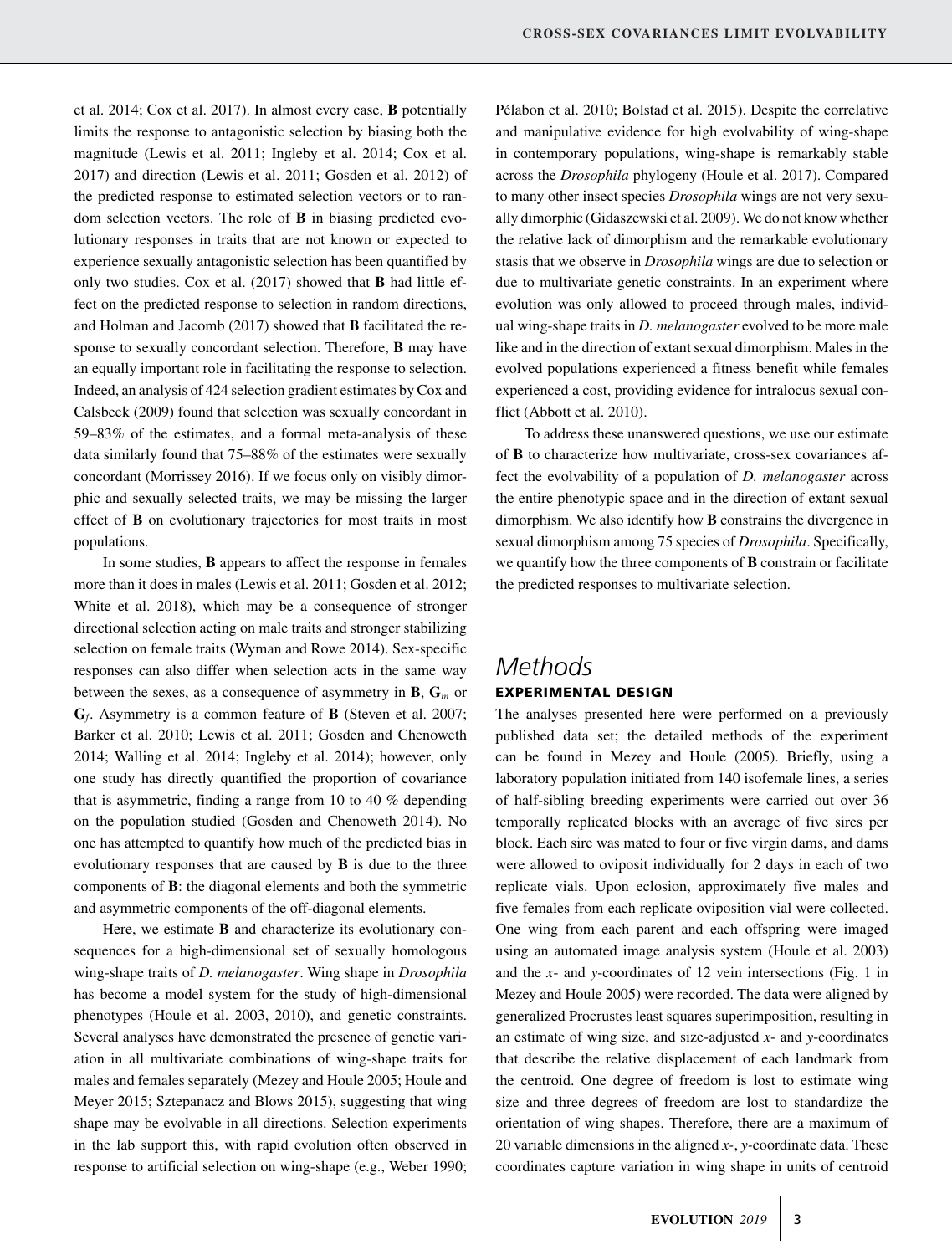et al. 2014; Cox et al. 2017). In almost every case, **B** potentially limits the response to antagonistic selection by biasing both the magnitude (Lewis et al. 2011; Ingleby et al. 2014; Cox et al. 2017) and direction (Lewis et al. 2011; Gosden et al. 2012) of the predicted response to estimated selection vectors or to random selection vectors. The role of **B** in biasing predicted evolutionary responses in traits that are not known or expected to experience sexually antagonistic selection has been quantified by only two studies. Cox et al. (2017) showed that **B** had little effect on the predicted response to selection in random directions, and Holman and Jacomb (2017) showed that **B** facilitated the response to sexually concordant selection. Therefore, **B** may have an equally important role in facilitating the response to selection. Indeed, an analysis of 424 selection gradient estimates by Cox and Calsbeek (2009) found that selection was sexually concordant in 59–83% of the estimates, and a formal meta-analysis of these data similarly found that 75–88% of the estimates were sexually concordant (Morrissey 2016). If we focus only on visibly dimorphic and sexually selected traits, we may be missing the larger effect of **B** on evolutionary trajectories for most traits in most populations.

In some studies, **B** appears to affect the response in females more than it does in males (Lewis et al. 2011; Gosden et al. 2012; White et al. 2018), which may be a consequence of stronger directional selection acting on male traits and stronger stabilizing selection on female traits (Wyman and Rowe 2014). Sex-specific responses can also differ when selection acts in the same way between the sexes, as a consequence of asymmetry in **B**, $\mathbf{G}_m$ or $\mathbf{G}_f$. Asymmetry is a common feature of **B** (Steven et al. 2007; Barker et al. 2010; Lewis et al. 2011; Gosden and Chenoweth 2014; Walling et al. 2014; Ingleby et al. 2014); however, only one study has directly quantified the proportion of covariance that is asymmetric, finding a range from 10 to 40 % depending on the population studied (Gosden and Chenoweth 2014). No one has attempted to quantify how much of the predicted bias in evolutionary responses that are caused by **B** is due to the three components of **B**: the diagonal elements and both the symmetric and asymmetric components of the off-diagonal elements.

Here, we estimate **B** and characterize its evolutionary consequences for a high-dimensional set of sexually homologous wing-shape traits of *D. melanogaster*. Wing shape in *Drosophila* has become a model system for the study of high-dimensional phenotypes (Houle et al. 2003, 2010), and genetic constraints. Several analyses have demonstrated the presence of genetic variation in all multivariate combinations of wing-shape traits for males and females separately (Mezey and Houle 2005; Houle and Meyer 2015; Sztepanacz and Blows 2015), suggesting that wing shape may be evolvable in all directions. Selection experiments in the lab support this, with rapid evolution often observed in response to artificial selection on wing-shape (e.g., Weber 1990; Pélabon et al. 2010; Bolstad et al. 2015). Despite the correlative and manipulative evidence for high evolvability of wing-shape in contemporary populations, wing-shape is remarkably stable across the *Drosophila* phylogeny (Houle et al. 2017). Compared to many other insect species *Drosophila* wings are not very sexually dimorphic (Gidaszewski et al. 2009). We do not know whether the relative lack of dimorphism and the remarkable evolutionary stasis that we observe in *Drosophila* wings are due to selection or due to multivariate genetic constraints. In an experiment where evolution was only allowed to proceed through males, individual wing-shape traits in *D. melanogaster* evolved to be more male like and in the direction of extant sexual dimorphism. Males in the evolved populations experienced a fitness benefit while females experienced a cost, providing evidence for intralocus sexual conflict (Abbott et al. 2010).

To address these unanswered questions, we use our estimate of **B** to characterize how multivariate, cross-sex covariances affect the evolvability of a population of *D. melanogaster* across the entire phenotypic space and in the direction of extant sexual dimorphism. We also identify how **B** constrains the divergence in sexual dimorphism among 75 species of *Drosophila*. Specifically, we quantify how the three components of **B** constrain or facilitate the predicted responses to multivariate selection.

# Methods

## EXPERIMENTAL DESIGN

The analyses presented here were performed on a previously published data set; the detailed methods of the experiment can be found in Mezey and Houle (2005). Briefly, using a laboratory population initiated from 140 isofemale lines, a series of half-sibling breeding experiments were carried out over 36 temporally replicated blocks with an average of five sires per block. Each sire was mated to four or five virgin dams, and dams were allowed to oviposit individually for 2 days in each of two replicate vials. Upon eclosion, approximately five males and five females from each replicate oviposition vial were collected. One wing from each parent and each offspring were imaged using an automated image analysis system (Houle et al. 2003) and the *x*- and *y*-coordinates of 12 vein intersections (Fig. 1 in Mezey and Houle 2005) were recorded. The data were aligned by generalized Procrustes least squares superimposition, resulting in an estimate of wing size, and size-adjusted *x*- and *y*-coordinates that describe the relative displacement of each landmark from the centroid. One degree of freedom is lost to estimate wing size and three degrees of freedom are lost to standardize the orientation of wing shapes. Therefore, there are a maximum of 20 variable dimensions in the aligned *x*-, *y*-coordinate data. These coordinates capture variation in wing shape in units of centroid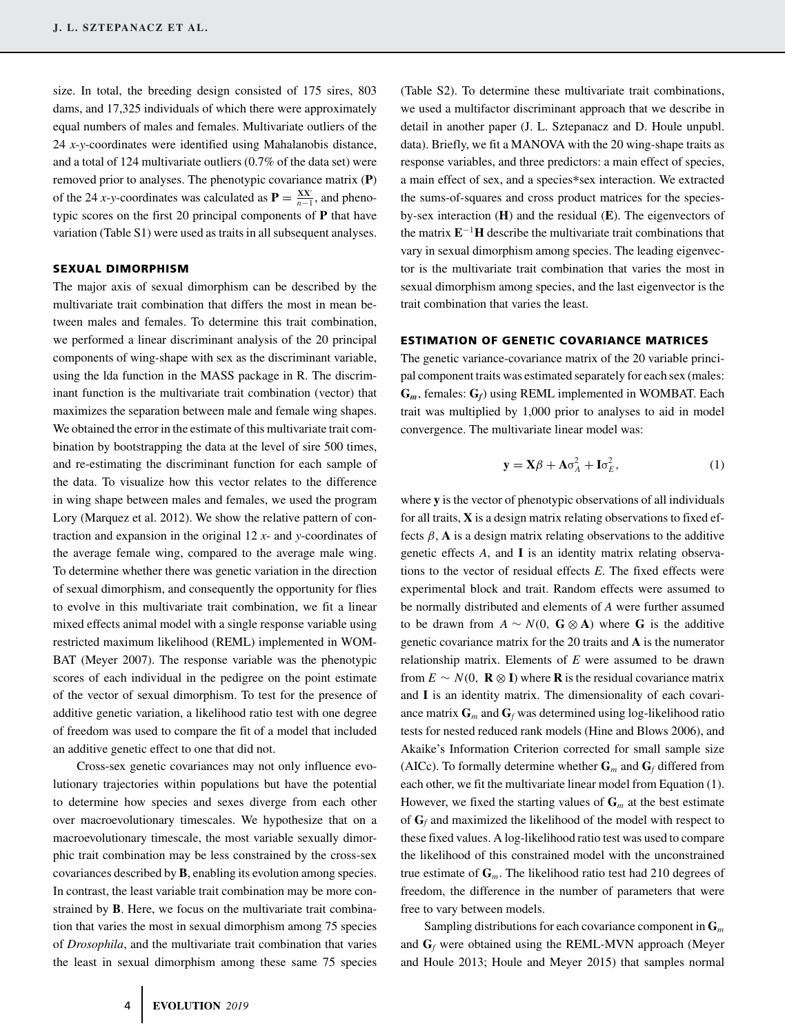size. In total, the breeding design consisted of 175 sires, 803 dams, and 17,325 individuals of which there were approximately equal numbers of males and females. Multivariate outliers of the 24 *x-y*-coordinates were identified using Mahalanobis distance, and a total of 124 multivariate outliers (0.7% of the data set) were removed prior to analyses. The phenotypic covariance matrix (**P**) of the 24 *x-y*-coordinates was calculated as $\mathbf{P} = \frac{\mathbf{XX}'}{n-1}$, and phenotypic scores on the first 20 principal components of **P** that have variation (Table S1) were used as traits in all subsequent analyses.

### SEXUAL DIMORPHISM

The major axis of sexual dimorphism can be described by the multivariate trait combination that differs the most in mean between males and females. To determine this trait combination, we performed a linear discriminant analysis of the 20 principal components of wing-shape with sex as the discriminant variable, using the lda function in the MASS package in R. The discriminant function is the multivariate trait combination (vector) that maximizes the separation between male and female wing shapes. We obtained the error in the estimate of this multivariate trait combination by bootstrapping the data at the level of sire 500 times, and re-estimating the discriminant function for each sample of the data. To visualize how this vector relates to the difference in wing shape between males and females, we used the program Lory (Marquez et al. 2012). We show the relative pattern of contraction and expansion in the original 12 *x*- and *y*-coordinates of the average female wing, compared to the average male wing. To determine whether there was genetic variation in the direction of sexual dimorphism, and consequently the opportunity for flies to evolve in this multivariate trait combination, we fit a linear mixed effects animal model with a single response variable using restricted maximum likelihood (REML) implemented in WOMBAT (Meyer 2007). The response variable was the phenotypic scores of each individual in the pedigree on the point estimate of the vector of sexual dimorphism. To test for the presence of additive genetic variation, a likelihood ratio test with one degree of freedom was used to compare the fit of a model that included an additive genetic effect to one that did not.

Cross-sex genetic covariances may not only influence evolutionary trajectories within populations but have the potential to determine how species and sexes diverge from each other over macroevolutionary timescales. We hypothesize that on a macroevolutionary timescale, the most variable sexually dimorphic trait combination may be less constrained by the cross-sex covariances described by **B**, enabling its evolution among species. In contrast, the least variable trait combination may be more constrained by **B**. Here, we focus on the multivariate trait combination that varies the most in sexual dimorphism among 75 species of *Drosophila*, and the multivariate trait combination that varies the least in sexual dimorphism among these same 75 species (Table S2). To determine these multivariate trait combinations, we used a multifactor discriminant approach that we describe in detail in another paper (J. L. Sztepanacz and D. Houle unpubl. data). Briefly, we fit a MANOVA with the 20 wing-shape traits as response variables, and three predictors: a main effect of species, a main effect of sex, and a species*sex interaction. We extracted the sums-of-squares and cross product matrices for the species-by-sex interaction (**H**) and the residual (**E**). The eigenvectors of the matrix $\mathbf{E}^{-1}\mathbf{H}$ describe the multivariate trait combinations that vary in sexual dimorphism among species. The leading eigenvector is the multivariate trait combination that varies the most in sexual dimorphism among species, and the last eigenvector is the trait combination that varies the least.

### ESTIMATION OF GENETIC COVARIANCE MATRICES

The genetic variance-covariance matrix of the 20 variable principal component traits was estimated separately for each sex (males: $\mathbf{G}_m$, females: $\mathbf{G}_f$) using REML implemented in WOMBAT. Each trait was multiplied by 1,000 prior to analyses to aid in model convergence. The multivariate linear model was:

$$\mathbf{y} = \mathbf{X}\beta + \mathbf{A}\sigma_A^2 + \mathbf{I}\sigma_E^2, \tag{1}$$

where **y** is the vector of phenotypic observations of all individuals for all traits, **X** is a design matrix relating observations to fixed effects $\beta$, **A** is a design matrix relating observations to the additive genetic effects $A$, and **I** is an identity matrix relating observations to the vector of residual effects $E$. The fixed effects were experimental block and trait. Random effects were assumed to be normally distributed and elements of $A$ were further assumed to be drawn from $A \sim N(0,\ \mathbf{G} \otimes \mathbf{A})$ where **G** is the additive genetic covariance matrix for the 20 traits and **A** is the numerator relationship matrix. Elements of $E$ were assumed to be drawn from $E \sim N(0,\ \mathbf{R} \otimes \mathbf{I})$ where **R** is the residual covariance matrix and **I** is an identity matrix. The dimensionality of each covariance matrix $\mathbf{G}_m$ and $\mathbf{G}_f$ was determined using log-likelihood ratio tests for nested reduced rank models (Hine and Blows 2006), and Akaike's Information Criterion corrected for small sample size (AICc). To formally determine whether $\mathbf{G}_m$ and $\mathbf{G}_f$ differed from each other, we fit the multivariate linear model from Equation (1). However, we fixed the starting values of $\mathbf{G}_m$ at the best estimate of $\mathbf{G}_f$ and maximized the likelihood of the model with respect to these fixed values. A log-likelihood ratio test was used to compare the likelihood of this constrained model with the unconstrained true estimate of $\mathbf{G}_m$. The likelihood ratio test had 210 degrees of freedom, the difference in the number of parameters that were free to vary between models.

Sampling distributions for each covariance component in $\mathbf{G}_m$ and $\mathbf{G}_f$ were obtained using the REML-MVN approach (Meyer and Houle 2013; Houle and Meyer 2015) that samples normal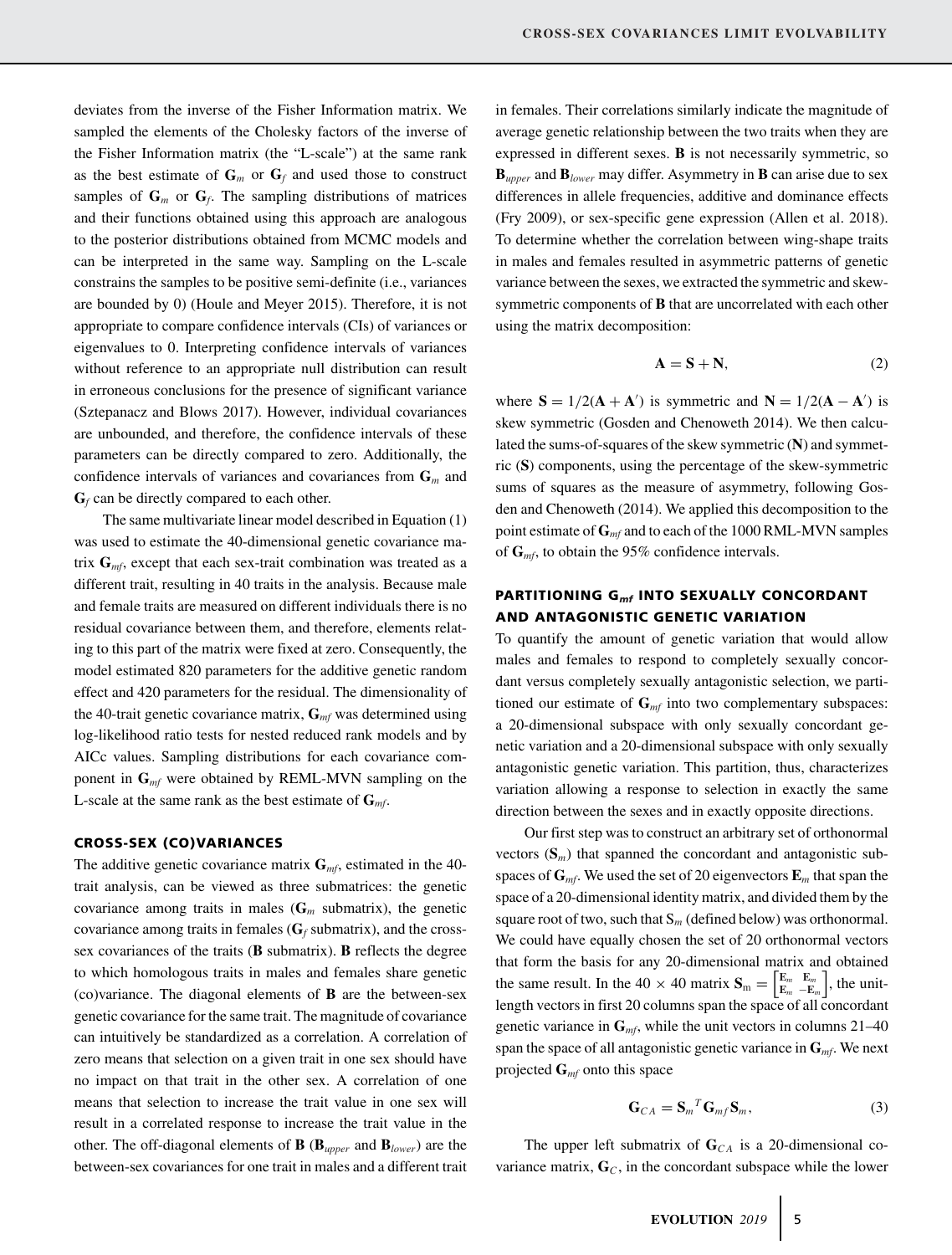deviates from the inverse of the Fisher Information matrix. We sampled the elements of the Cholesky factors of the inverse of the Fisher Information matrix (the "L-scale") at the same rank as the best estimate of $\mathbf{G}_m$ or $\mathbf{G}_f$ and used those to construct samples of $\mathbf{G}_m$ or $\mathbf{G}_f$. The sampling distributions of matrices and their functions obtained using this approach are analogous to the posterior distributions obtained from MCMC models and can be interpreted in the same way. Sampling on the L-scale constrains the samples to be positive semi-definite (i.e., variances are bounded by 0) (Houle and Meyer 2015). Therefore, it is not appropriate to compare confidence intervals (CIs) of variances or eigenvalues to 0. Interpreting confidence intervals of variances without reference to an appropriate null distribution can result in erroneous conclusions for the presence of significant variance (Sztepanacz and Blows 2017). However, individual covariances are unbounded, and therefore, the confidence intervals of these parameters can be directly compared to zero. Additionally, the confidence intervals of variances and covariances from $\mathbf{G}_m$ and $\mathbf{G}_f$ can be directly compared to each other.

The same multivariate linear model described in Equation (1) was used to estimate the 40-dimensional genetic covariance matrix $\mathbf{G}_{mf}$, except that each sex-trait combination was treated as a different trait, resulting in 40 traits in the analysis. Because male and female traits are measured on different individuals there is no residual covariance between them, and therefore, elements relating to this part of the matrix were fixed at zero. Consequently, the model estimated 820 parameters for the additive genetic random effect and 420 parameters for the residual. The dimensionality of the 40-trait genetic covariance matrix, $\mathbf{G}_{mf}$ was determined using log-likelihood ratio tests for nested reduced rank models and by AICc values. Sampling distributions for each covariance component in $\mathbf{G}_{mf}$ were obtained by REML-MVN sampling on the L-scale at the same rank as the best estimate of $\mathbf{G}_{mf}$.

### CROSS-SEX (CO)VARIANCES

The additive genetic covariance matrix $\mathbf{G}_{mf}$, estimated in the 40-trait analysis, can be viewed as three submatrices: the genetic covariance among traits in males ($\mathbf{G}_m$ submatrix), the genetic covariance among traits in females ($\mathbf{G}_f$ submatrix), and the cross-sex covariances of the traits ($\mathbf{B}$ submatrix). $\mathbf{B}$ reflects the degree to which homologous traits in males and females share genetic (co)variance. The diagonal elements of $\mathbf{B}$ are the between-sex genetic covariance for the same trait. The magnitude of covariance can intuitively be standardized as a correlation. A correlation of zero means that selection on a given trait in one sex should have no impact on that trait in the other sex. A correlation of one means that selection to increase the trait value in one sex will result in a correlated response to increase the trait value in the other. The off-diagonal elements of $\mathbf{B}$ ($\mathbf{B}_{upper}$ and $\mathbf{B}_{lower}$) are the between-sex covariances for one trait in males and a different trait in females. Their correlations similarly indicate the magnitude of average genetic relationship between the two traits when they are expressed in different sexes. $\mathbf{B}$ is not necessarily symmetric, so $\mathbf{B}_{upper}$ and $\mathbf{B}_{lower}$ may differ. Asymmetry in $\mathbf{B}$ can arise due to sex differences in allele frequencies, additive and dominance effects (Fry 2009), or sex-specific gene expression (Allen et al. 2018). To determine whether the correlation between wing-shape traits in males and females resulted in asymmetric patterns of genetic variance between the sexes, we extracted the symmetric and skew-symmetric components of $\mathbf{B}$ that are uncorrelated with each other using the matrix decomposition:

$$\mathbf{A} = \mathbf{S} + \mathbf{N}, \tag{2}$$

where $\mathbf{S} = 1/2(\mathbf{A} + \mathbf{A}')$ is symmetric and $\mathbf{N} = 1/2(\mathbf{A} - \mathbf{A}')$ is skew symmetric (Gosden and Chenoweth 2014). We then calculated the sums-of-squares of the skew symmetric ($\mathbf{N}$) and symmetric ($\mathbf{S}$) components, using the percentage of the skew-symmetric sums of squares as the measure of asymmetry, following Gosden and Chenoweth (2014). We applied this decomposition to the point estimate of $\mathbf{G}_{mf}$ and to each of the 1000 RML-MVN samples of $\mathbf{G}_{mf}$, to obtain the 95% confidence intervals.

### PARTITIONING $\mathbf{G}_{mf}$ INTO SEXUALLY CONCORDANT AND ANTAGONISTIC GENETIC VARIATION

To quantify the amount of genetic variation that would allow males and females to respond to completely sexually concordant versus completely sexually antagonistic selection, we partitioned our estimate of $\mathbf{G}_{mf}$ into two complementary subspaces: a 20-dimensional subspace with only sexually concordant genetic variation and a 20-dimensional subspace with only sexually antagonistic genetic variation. This partition, thus, characterizes variation allowing a response to selection in exactly the same direction between the sexes and in exactly opposite directions.

Our first step was to construct an arbitrary set of orthonormal vectors ($\mathbf{S}_m$) that spanned the concordant and antagonistic subspaces of $\mathbf{G}_{mf}$. We used the set of 20 eigenvectors $\mathbf{E}_m$ that span the space of a 20-dimensional identity matrix, and divided them by the square root of two, such that $\mathrm{S}_m$ (defined below) was orthonormal. We could have equally chosen the set of 20 orthonormal vectors that form the basis for any 20-dimensional matrix and obtained the same result. In the 40 × 40 matrix $\mathbf{S}_{\mathrm{m}} = \begin{bmatrix} \mathbf{E}_m & \mathbf{E}_m \\ \mathbf{E}_m & -\mathbf{E}_m \end{bmatrix}$, the unit-length vectors in first 20 columns span the space of all concordant genetic variance in $\mathbf{G}_{mf}$, while the unit vectors in columns 21–40 span the space of all antagonistic genetic variance in $\mathbf{G}_{mf}$. We next projected $\mathbf{G}_{mf}$ onto this space

$$\mathbf{G}_{CA} = \mathbf{S}_m{}^T \mathbf{G}_{mf} \mathbf{S}_m, \tag{3}$$

The upper left submatrix of $\mathbf{G}_{CA}$ is a 20-dimensional covariance matrix, $\mathbf{G}_C$, in the concordant subspace while the lower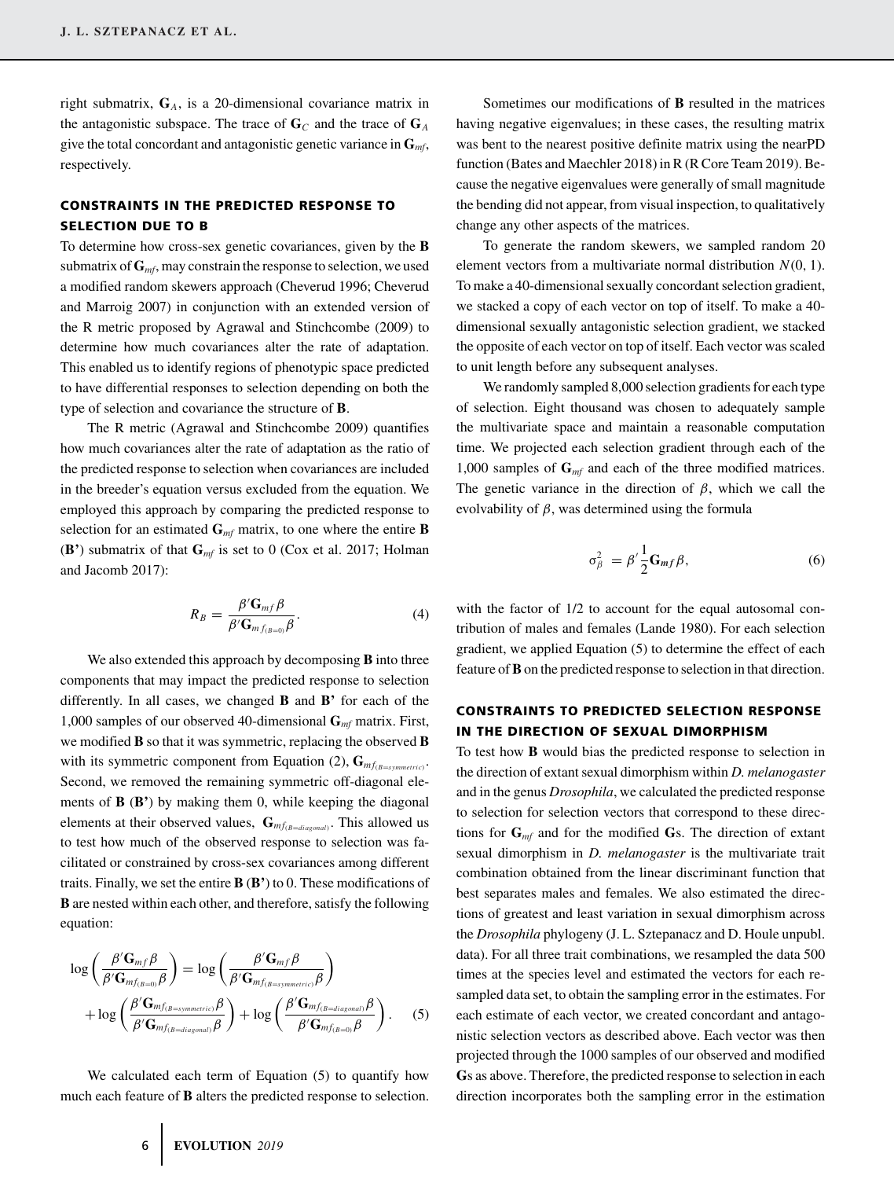right submatrix, $\mathbf{G}_A$, is a 20-dimensional covariance matrix in the antagonistic subspace. The trace of $\mathbf{G}_C$ and the trace of $\mathbf{G}_A$ give the total concordant and antagonistic genetic variance in $\mathbf{G}_{mf}$, respectively.

### CONSTRAINTS IN THE PREDICTED RESPONSE TO SELECTION DUE TO B

To determine how cross-sex genetic covariances, given by the **B** submatrix of $\mathbf{G}_{mf}$, may constrain the response to selection, we used a modified random skewers approach (Cheverud 1996; Cheverud and Marroig 2007) in conjunction with an extended version of the R metric proposed by Agrawal and Stinchcombe (2009) to determine how much covariances alter the rate of adaptation. This enabled us to identify regions of phenotypic space predicted to have differential responses to selection depending on both the type of selection and covariance the structure of **B**.

The R metric (Agrawal and Stinchcombe 2009) quantifies how much covariances alter the rate of adaptation as the ratio of the predicted response to selection when covariances are included in the breeder's equation versus excluded from the equation. We employed this approach by comparing the predicted response to selection for an estimated $\mathbf{G}_{mf}$ matrix, to one where the entire **B** (**B'**) submatrix of that $\mathbf{G}_{mf}$ is set to 0 (Cox et al. 2017; Holman and Jacomb 2017):

$$R_B = \frac{\beta' \mathbf{G}_{mf} \beta}{\beta' \mathbf{G}_{mf_{(B=0)}} \beta}. \tag{4}$$

We also extended this approach by decomposing **B** into three components that may impact the predicted response to selection differently. In all cases, we changed **B** and **B'** for each of the 1,000 samples of our observed 40-dimensional $\mathbf{G}_{mf}$ matrix. First, we modified **B** so that it was symmetric, replacing the observed **B** with its symmetric component from Equation (2), $\mathbf{G}_{mf_{(B=symmetric)}}$. Second, we removed the remaining symmetric off-diagonal elements of **B** (**B'**) by making them 0, while keeping the diagonal elements at their observed values, $\mathbf{G}_{mf_{(B=diagonal)}}$. This allowed us to test how much of the observed response to selection was facilitated or constrained by cross-sex covariances among different traits. Finally, we set the entire **B** (**B'**) to 0. These modifications of **B** are nested within each other, and therefore, satisfy the following equation:

$$\log\left(\frac{\beta' \mathbf{G}_{mf} \beta}{\beta' \mathbf{G}_{mf_{(B=0)}} \beta}\right) = \log\left(\frac{\beta' \mathbf{G}_{mf} \beta}{\beta' \mathbf{G}_{mf_{(B=symmetric)}} \beta}\right) + \log\left(\frac{\beta' \mathbf{G}_{mf_{(B=symmetric)}} \beta}{\beta' \mathbf{G}_{mf_{(B=diagonal)}} \beta}\right) + \log\left(\frac{\beta' \mathbf{G}_{mf_{(B=diagonal)}} \beta}{\beta' \mathbf{G}_{mf_{(B=0)}} \beta}\right). \tag{5}$$

We calculated each term of Equation (5) to quantify how much each feature of **B** alters the predicted response to selection.

Sometimes our modifications of **B** resulted in the matrices having negative eigenvalues; in these cases, the resulting matrix was bent to the nearest positive definite matrix using the nearPD function (Bates and Maechler 2018) in R (R Core Team 2019). Because the negative eigenvalues were generally of small magnitude the bending did not appear, from visual inspection, to qualitatively change any other aspects of the matrices.

To generate the random skewers, we sampled random 20 element vectors from a multivariate normal distribution $N(0, 1)$. To make a 40-dimensional sexually concordant selection gradient, we stacked a copy of each vector on top of itself. To make a 40-dimensional sexually antagonistic selection gradient, we stacked the opposite of each vector on top of itself. Each vector was scaled to unit length before any subsequent analyses.

We randomly sampled 8,000 selection gradients for each type of selection. Eight thousand was chosen to adequately sample the multivariate space and maintain a reasonable computation time. We projected each selection gradient through each of the 1,000 samples of $\mathbf{G}_{mf}$ and each of the three modified matrices. The genetic variance in the direction of $\beta$, which we call the evolvability of $\beta$, was determined using the formula

$$\sigma^2_\beta = \beta' \frac{1}{2} \mathbf{G}_{mf} \beta, \tag{6}$$

with the factor of 1/2 to account for the equal autosomal contribution of males and females (Lande 1980). For each selection gradient, we applied Equation (5) to determine the effect of each feature of **B** on the predicted response to selection in that direction.

### CONSTRAINTS TO PREDICTED SELECTION RESPONSE IN THE DIRECTION OF SEXUAL DIMORPHISM

To test how **B** would bias the predicted response to selection in the direction of extant sexual dimorphism within *D. melanogaster* and in the genus *Drosophila*, we calculated the predicted response to selection for selection vectors that correspond to these directions for $\mathbf{G}_{mf}$ and for the modified **G**s. The direction of extant sexual dimorphism in *D. melanogaster* is the multivariate trait combination obtained from the linear discriminant function that best separates males and females. We also estimated the directions of greatest and least variation in sexual dimorphism across the *Drosophila* phylogeny (J. L. Sztepanacz and D. Houle unpubl. data). For all three trait combinations, we resampled the data 500 times at the species level and estimated the vectors for each resampled data set, to obtain the sampling error in the estimates. For each estimate of each vector, we created concordant and antagonistic selection vectors as described above. Each vector was then projected through the 1000 samples of our observed and modified **G**s as above. Therefore, the predicted response to selection in each direction incorporates both the sampling error in the estimation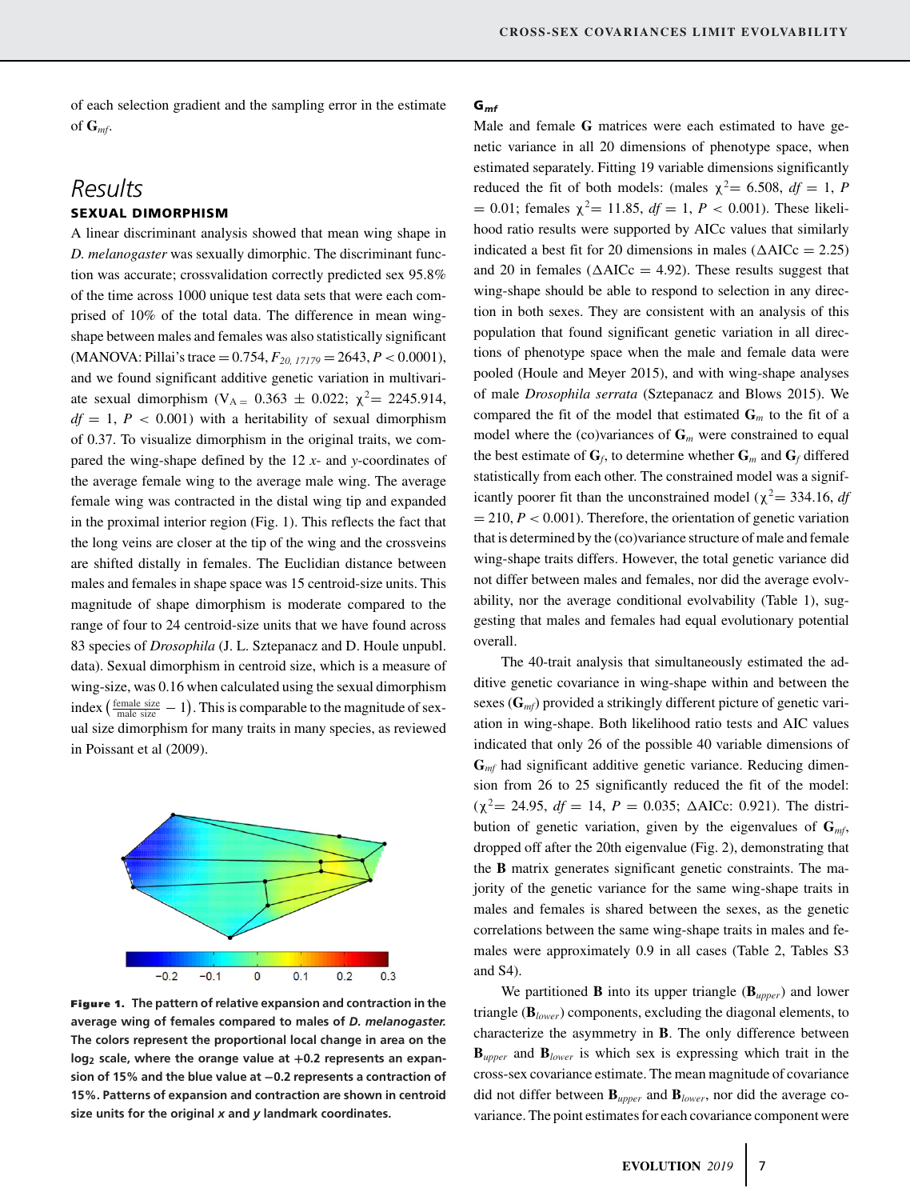of each selection gradient and the sampling error in the estimate of $\mathbf{G}_{mf}$.

# Results

## SEXUAL DIMORPHISM

A linear discriminant analysis showed that mean wing shape in *D. melanogaster* was sexually dimorphic. The discriminant function was accurate; crossvalidation correctly predicted sex 95.8% of the time across 1000 unique test data sets that were each comprised of 10% of the total data. The difference in mean wing-shape between males and females was also statistically significant (MANOVA: Pillai's trace = 0.754, $F_{20,\,17179} = 2643$, $P < 0.0001$), and we found significant additive genetic variation in multivariate sexual dimorphism ($V_{A} = 0.363 \pm 0.022$; $\chi^2 = 2245.914$, $df = 1$, $P < 0.001$) with a heritability of sexual dimorphism of 0.37. To visualize dimorphism in the original traits, we compared the wing-shape defined by the 12 *x*- and *y*-coordinates of the average female wing to the average male wing. The average female wing was contracted in the distal wing tip and expanded in the proximal interior region (Fig. 1). This reflects the fact that the long veins are closer at the tip of the wing and the crossveins are shifted distally in females. The Euclidian distance between males and females in shape space was 15 centroid-size units. This magnitude of shape dimorphism is moderate compared to the range of four to 24 centroid-size units that we have found across 83 species of *Drosophila* (J. L. Sztepanacz and D. Houle unpubl. data). Sexual dimorphism in centroid size, which is a measure of wing-size, was 0.16 when calculated using the sexual dimorphism index $\left(\frac{\text{female size}}{\text{male size}} - 1\right)$. This is comparable to the magnitude of sexual size dimorphism for many traits in many species, as reviewed in Poissant et al (2009).

**Figure 1. The pattern of relative expansion and contraction in the average wing of females compared to males of *D. melanogaster*. The colors represent the proportional local change in area on the $\log_2$ scale, where the orange value at +0.2 represents an expansion of 15% and the blue value at −0.2 represents a contraction of 15%. Patterns of expansion and contraction are shown in centroid size units for the original *x* and *y* landmark coordinates.**

## $\mathbf{G}_{mf}$

Male and female **G** matrices were each estimated to have genetic variance in all 20 dimensions of phenotype space, when estimated separately. Fitting 19 variable dimensions significantly reduced the fit of both models: (males $\chi^2 = 6.508$, $df = 1$, $P = 0.01$; females $\chi^2 = 11.85$, $df = 1$, $P < 0.001$). These likelihood ratio results were supported by AICc values that similarly indicated a best fit for 20 dimensions in males ($\Delta$AICc = 2.25) and 20 in females ($\Delta$AICc = 4.92). These results suggest that wing-shape should be able to respond to selection in any direction in both sexes. They are consistent with an analysis of this population that found significant genetic variation in all directions of phenotype space when the male and female data were pooled (Houle and Meyer 2015), and with wing-shape analyses of male *Drosophila serrata* (Sztepanacz and Blows 2015). We compared the fit of the model that estimated $\mathbf{G}_m$ to the fit of a model where the (co)variances of $\mathbf{G}_m$ were constrained to equal the best estimate of $\mathbf{G}_f$, to determine whether $\mathbf{G}_m$ and $\mathbf{G}_f$ differed statistically from each other. The constrained model was a significantly poorer fit than the unconstrained model ($\chi^2 = 334.16$, $df = 210$, $P < 0.001$). Therefore, the orientation of genetic variation that is determined by the (co)variance structure of male and female wing-shape traits differs. However, the total genetic variance did not differ between males and females, nor did the average evolvability, nor the average conditional evolvability (Table 1), suggesting that males and females had equal evolutionary potential overall.

The 40-trait analysis that simultaneously estimated the additive genetic covariance in wing-shape within and between the sexes ($\mathbf{G}_{mf}$) provided a strikingly different picture of genetic variation in wing-shape. Both likelihood ratio tests and AIC values indicated that only 26 of the possible 40 variable dimensions of $\mathbf{G}_{mf}$ had significant additive genetic variance. Reducing dimension from 26 to 25 significantly reduced the fit of the model: ($\chi^2 = 24.95$, $df = 14$, $P = 0.035$; $\Delta$AICc: 0.921). The distribution of genetic variation, given by the eigenvalues of $\mathbf{G}_{mf}$, dropped off after the 20th eigenvalue (Fig. 2), demonstrating that the **B** matrix generates significant genetic constraints. The majority of the genetic variance for the same wing-shape traits in males and females is shared between the sexes, as the genetic correlations between the same wing-shape traits in males and females were approximately 0.9 in all cases (Table 2, Tables S3 and S4).

We partitioned **B** into its upper triangle ($\mathbf{B}_{upper}$) and lower triangle ($\mathbf{B}_{lower}$) components, excluding the diagonal elements, to characterize the asymmetry in **B**. The only difference between $\mathbf{B}_{upper}$ and $\mathbf{B}_{lower}$ is which sex is expressing which trait in the cross-sex covariance estimate. The mean magnitude of covariance did not differ between $\mathbf{B}_{upper}$ and $\mathbf{B}_{lower}$, nor did the average covariance. The point estimates for each covariance component were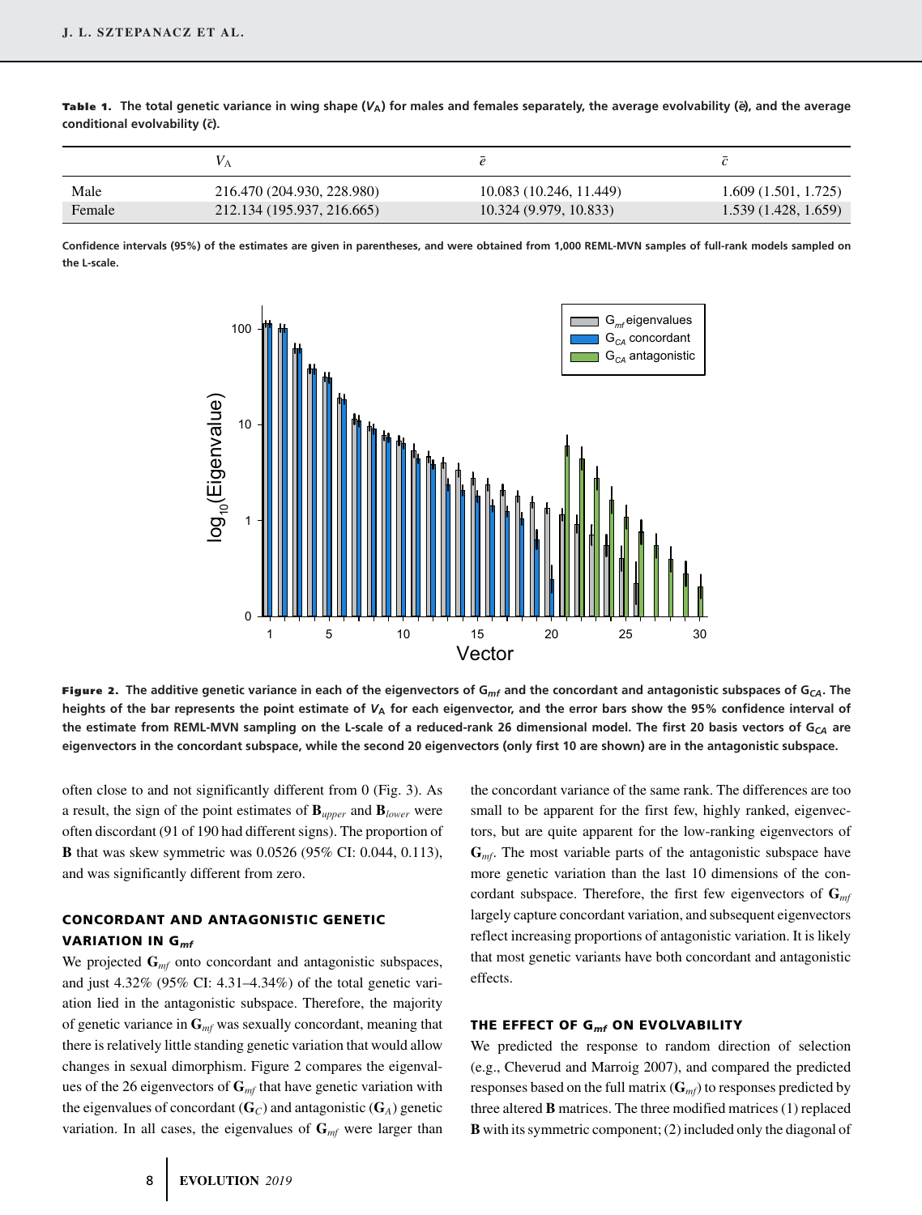**Table 1.** The total genetic variance in wing shape ($V_A$) for males and females separately, the average evolvability ($\bar{e}$), and the average conditional evolvability ($\bar{c}$).

| | $V_A$ | $\bar{e}$ | $\bar{c}$ |
|---|---|---|---|
| Male | 216.470 (204.930, 228.980) | 10.083 (10.246, 11.449) | 1.609 (1.501, 1.725) |
| Female | 212.134 (195.937, 216.665) | 10.324 (9.979, 10.833) | 1.539 (1.428, 1.659) |

Confidence intervals (95%) of the estimates are given in parentheses, and were obtained from 1,000 REML-MVN samples of full-rank models sampled on the L-scale.

**Figure 2.** The additive genetic variance in each of the eigenvectors of $G_{mf}$ and the concordant and antagonistic subspaces of $G_{CA}$. The heights of the bar represents the point estimate of $V_A$ for each eigenvector, and the error bars show the 95% confidence interval of the estimate from REML-MVN sampling on the L-scale of a reduced-rank 26 dimensional model. The first 20 basis vectors of $G_{CA}$ are eigenvectors in the concordant subspace, while the second 20 eigenvectors (only first 10 are shown) are in the antagonistic subspace.

often close to and not significantly different from 0 (Fig. 3). As a result, the sign of the point estimates of $\mathbf{B}_{upper}$ and $\mathbf{B}_{lower}$ were often discordant (91 of 190 had different signs). The proportion of $\mathbf{B}$ that was skew symmetric was 0.0526 (95% CI: 0.044, 0.113), and was significantly different from zero.

### CONCORDANT AND ANTAGONISTIC GENETIC VARIATION IN $G_{mf}$

We projected $\mathbf{G}_{mf}$ onto concordant and antagonistic subspaces, and just 4.32% (95% CI: 4.31–4.34%) of the total genetic variation lied in the antagonistic subspace. Therefore, the majority of genetic variance in $\mathbf{G}_{mf}$ was sexually concordant, meaning that there is relatively little standing genetic variation that would allow changes in sexual dimorphism. Figure 2 compares the eigenvalues of the 26 eigenvectors of $\mathbf{G}_{mf}$ that have genetic variation with the eigenvalues of concordant ($\mathbf{G}_C$) and antagonistic ($\mathbf{G}_A$) genetic variation. In all cases, the eigenvalues of $\mathbf{G}_{mf}$ were larger than the concordant variance of the same rank. The differences are too small to be apparent for the first few, highly ranked, eigenvectors, but are quite apparent for the low-ranking eigenvectors of $\mathbf{G}_{mf}$. The most variable parts of the antagonistic subspace have more genetic variation than the last 10 dimensions of the concordant subspace. Therefore, the first few eigenvectors of $\mathbf{G}_{mf}$ largely capture concordant variation, and subsequent eigenvectors reflect increasing proportions of antagonistic variation. It is likely that most genetic variants have both concordant and antagonistic effects.

### THE EFFECT OF $G_{mf}$ ON EVOLVABILITY

We predicted the response to random direction of selection (e.g., Cheverud and Marroig 2007), and compared the predicted responses based on the full matrix ($\mathbf{G}_{mf}$) to responses predicted by three altered $\mathbf{B}$ matrices. The three modified matrices (1) replaced $\mathbf{B}$ with its symmetric component; (2) included only the diagonal of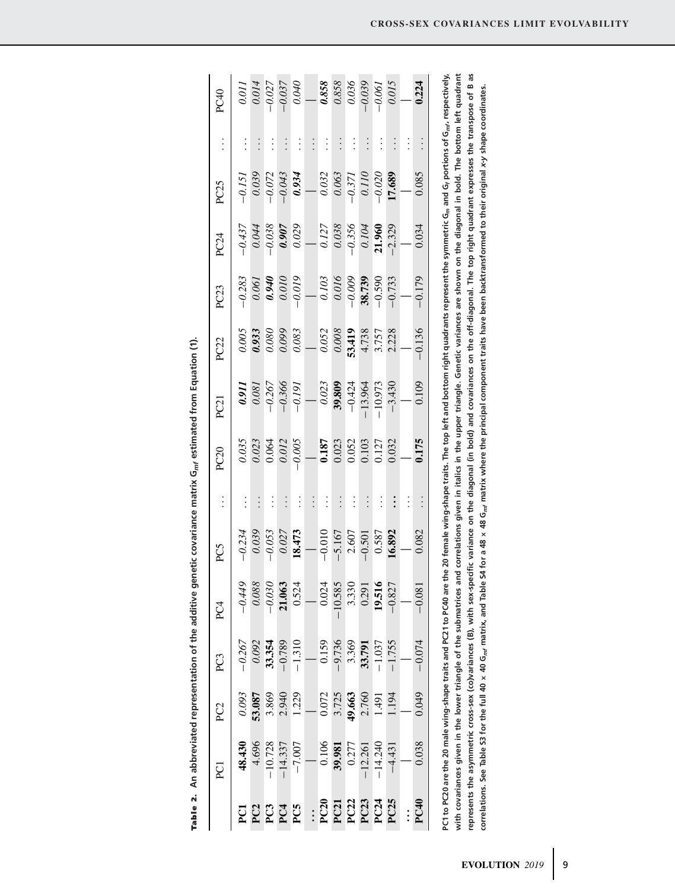**Table 2.** An abbreviated representation of the additive genetic covariance matrix $G_{mf}$ estimated from Equation (1).

| | PC1 | PC2 | PC3 | PC4 | PC5 | ... | PC20 | PC21 | PC22 | PC23 | PC24 | PC25 | ... | PC40 |
|---|---|---|---|---|---|---|---|---|---|---|---|---|---|---|
| **PC1** | **48.430** | *0.093* | *−0.267* | *−0.449* | *−0.234* | ... | *0.035* | ***0.911*** | *0.005* | *−0.283* | *−0.437* | *−0.151* | ... | *0.011* |
| **PC2** | 4.696 | **53.087** | *0.092* | *0.088* | *0.039* | ... | *0.023* | *0.081* | ***0.933*** | *0.061* | *0.044* | *0.039* | ... | *0.014* |
| **PC3** | −10.728 | 3.869 | **33.354** | *−0.030* | *−0.053* | ... | *0.064* | *−0.267* | *0.080* | ***0.940*** | *−0.038* | *−0.072* | ... | *−0.027* |
| **PC4** | −14.337 | 2.940 | −0.789 | **21.063** | *0.027* | ... | *0.012* | *−0.366* | *0.099* | *0.010* | ***0.907*** | *−0.043* | ... | *−0.037* |
| **PC5** | −7.007 | 1.229 | −1.310 | 0.524 | **18.473** | ... | *−0.005* | *−0.191* | *0.083* | *−0.019* | *0.029* | ***0.934*** | ... | *0.040* |
| **...** | | | | | | ... | | | | | | | ... | |
| **PC20** | 0.106 | 0.072 | 0.159 | 0.024 | −0.010 | ... | **0.187** | *0.023* | *0.052* | *0.103* | *0.127* | *0.032* | ... | ***0.858*** |
| **PC21** | **39.981** | 3.725 | −9.736 | −10.585 | −5.167 | ... | 0.023 | **39.809** | *0.008* | *0.016* | *0.038* | *0.063* | ... | *0.858* |
| **PC22** | 0.277 | **49.663** | 3.369 | 3.330 | 2.607 | ... | 0.052 | −0.424 | **53.419** | *−0.009* | *−0.356* | *−0.371* | ... | *0.036* |
| **PC23** | −12.261 | 2.760 | **33.791** | 0.291 | −0.501 | ... | 0.103 | −13.964 | 4.738 | **38.739** | *0.104* | *0.110* | ... | *−0.039* |
| **PC24** | −14.240 | 1.491 | −1.037 | **19.516** | 0.587 | ... | 0.127 | −10.973 | 3.757 | −0.590 | **21.960** | *−0.020* | ... | *−0.061* |
| **PC25** | −4.431 | 1.194 | −1.755 | −0.827 | **16.892** | **...** | 0.032 | −3.430 | 2.228 | −0.733 | −2.329 | **17.689** | ... | *0.015* |
| **...** | | | | | | ... | | | | | | | ... | |
| **PC40** | 0.038 | 0.049 | −0.074 | −0.081 | 0.082 | ... | **0.175** | 0.109 | −0.136 | −0.179 | 0.034 | 0.085 | ... | **0.224** |

PC1 to PC20 are the 20 male wing-shape traits and PC21 to PC40 are the 20 female wing-shape traits. The top left and bottom right quadrants represent the symmetric $G_m$ and $G_f$ portions of $G_{mf}$, respectively, with covariances given in the lower triangle of the submatrices and correlations given in italics in the upper triangle. Genetic variances are shown on the diagonal in bold. The bottom left quadrant represents the asymmetric cross-sex (co)variances (B), with sex-specific variance on the diagonal (in bold) and covariances on the off-diagonal. The top right quadrant expresses the transpose of B as correlations. See Table S3 for the full 40 × 40 $G_{mf}$ matrix, and Table S4 for a 48 × 48 $G_{mf}$ matrix where the principal component traits have been backtransformed to their original x-y shape coordinates.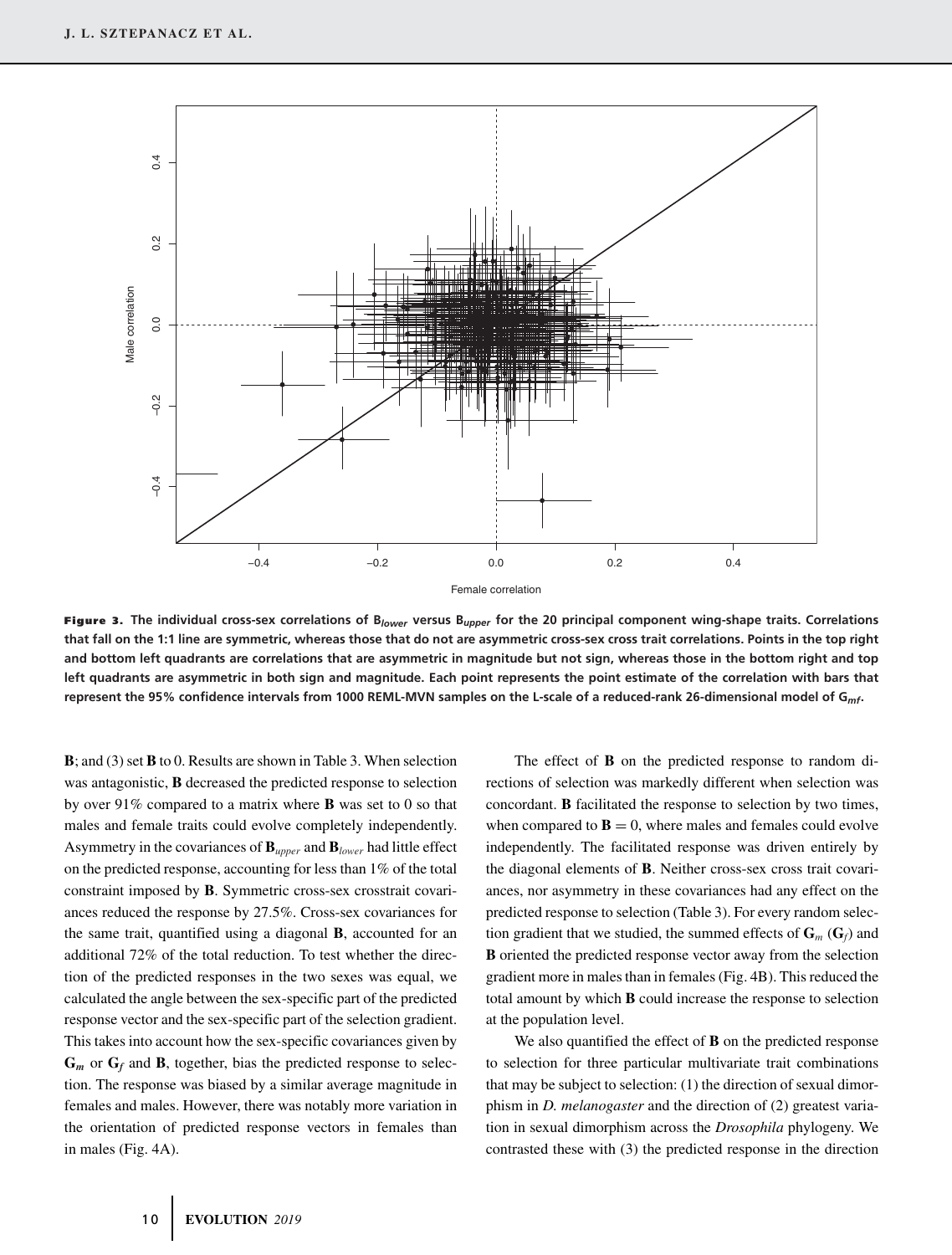**Figure 3.** The individual cross-sex correlations of $B_{lower}$ versus $B_{upper}$ for the 20 principal component wing-shape traits. Correlations that fall on the 1:1 line are symmetric, whereas those that do not are asymmetric cross-sex cross trait correlations. Points in the top right and bottom left quadrants are correlations that are asymmetric in magnitude but not sign, whereas those in the bottom right and top left quadrants are asymmetric in both sign and magnitude. Each point represents the point estimate of the correlation with bars that represent the 95% confidence intervals from 1000 REML-MVN samples on the L-scale of a reduced-rank 26-dimensional model of $G_{mf}$.

**B**; and (3) set **B** to 0. Results are shown in Table 3. When selection was antagonistic, **B** decreased the predicted response to selection by over 91% compared to a matrix where **B** was set to 0 so that males and female traits could evolve completely independently. Asymmetry in the covariances of $\mathbf{B}_{upper}$ and $\mathbf{B}_{lower}$ had little effect on the predicted response, accounting for less than 1% of the total constraint imposed by **B**. Symmetric cross-sex crosstrait covariances reduced the response by 27.5%. Cross-sex covariances for the same trait, quantified using a diagonal **B**, accounted for an additional 72% of the total reduction. To test whether the direction of the predicted responses in the two sexes was equal, we calculated the angle between the sex-specific part of the predicted response vector and the sex-specific part of the selection gradient. This takes into account how the sex-specific covariances given by $\mathbf{G}_m$ or $\mathbf{G}_f$ and **B**, together, bias the predicted response to selection. The response was biased by a similar average magnitude in females and males. However, there was notably more variation in the orientation of predicted response vectors in females than in males (Fig. 4A).

The effect of **B** on the predicted response to random directions of selection was markedly different when selection was concordant. **B** facilitated the response to selection by two times, when compared to $\mathbf{B} = 0$, where males and females could evolve independently. The facilitated response was driven entirely by the diagonal elements of **B**. Neither cross-sex cross trait covariances, nor asymmetry in these covariances had any effect on the predicted response to selection (Table 3). For every random selection gradient that we studied, the summed effects of $\mathbf{G}_m$ ($\mathbf{G}_f$) and **B** oriented the predicted response vector away from the selection gradient more in males than in females (Fig. 4B). This reduced the total amount by which **B** could increase the response to selection at the population level.

We also quantified the effect of **B** on the predicted response to selection for three particular multivariate trait combinations that may be subject to selection: (1) the direction of sexual dimorphism in *D. melanogaster* and the direction of (2) greatest variation in sexual dimorphism across the *Drosophila* phylogeny. We contrasted these with (3) the predicted response in the direction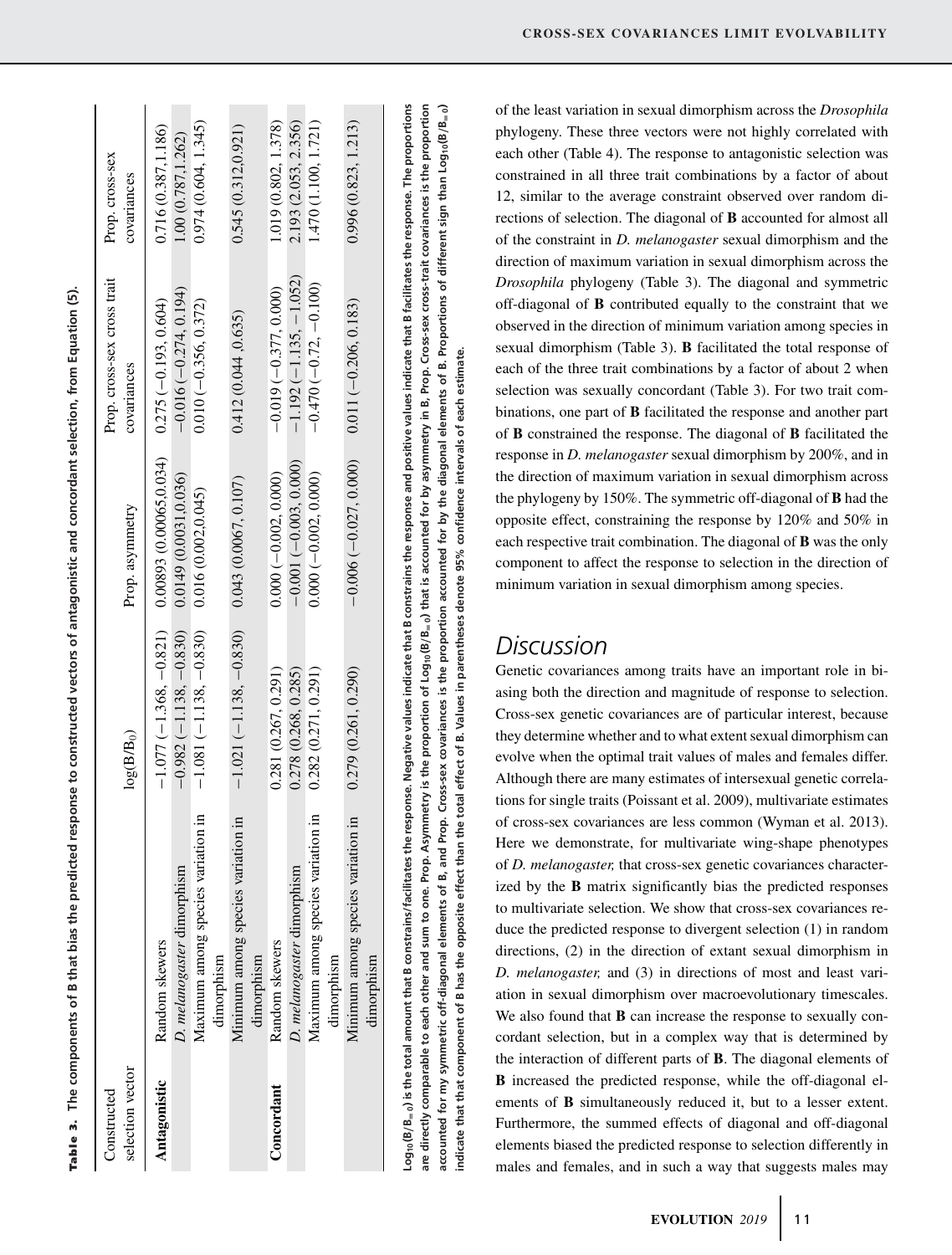**Table 3.** The components of **B** that bias the predicted response to constructed vectors of antagonistic and concordant selection, from Equation (5).

| Constructed selection vector | | $\log(\mathbf{B}/\mathbf{B}_0)$ | Prop. asymmetry | Prop. cross-sex cross trait covariances | Prop. cross-sex covariances |
|---|---|---|---|---|---|
| **Antagonistic** | Random skewers | −1.077 (−1.368, −0.821) | 0.00893 (0.00065,0.034) | 0.275 (−0.193, 0.604) | 0.716 (0.387,1.186) |
| | *D. melanogaster* dimorphism | −0.982 (−1.138, −0.830) | 0.0149 (0.0031,0.036) | −0.016 (−0.274, 0.194) | 1.00 (0.787,1.262) |
| | Maximum among species variation in dimorphism | −1.081 (−1.138, −0.830) | 0.016 (0.002,0.045) | 0.010 (−0.356, 0.372) | 0.974 (0.604, 1.345) |
| | Minimum among species variation in dimorphism | −1.021 (−1.138, −0.830) | 0.043 (0.0067, 0.107) | 0.412 (0.044 ,0.635) | 0.545 (0.312,0.921) |
| **Concordant** | Random skewers | 0.281 (0.267, 0.291) | 0.000 (−0.002, 0.000) | −0.019 (−0.377, 0.000) | 1.019 (0.802, 1.378) |
| | *D. melanogaster* dimorphism | 0.278 (0.268, 0.285) | −0.001 (−0.003, 0.000) | −1.192 (−1.135, −1.052) | 2.193 (2.053, 2.356) |
| | Maximum among species variation in dimorphism | 0.282 (0.271, 0.291) | 0.000 (−0.002, 0.000) | −0.470 (−0.72, −0.100) | 1.470 (1.100, 1.721) |
| | Minimum among species variation in dimorphism | 0.279 (0.261, 0.290) | −0.006 (−0.027, 0.000) | 0.011 (−0.206, 0.183) | 0.996 (0.823, 1.213) |

$\mathrm{Log}_{10}(\mathbf{B}/\mathbf{B}_{=0})$ is the total amount that **B** constrains/facilitates the response. Negative values indicate that **B** constrains the response and positive values indicate that **B** facilitates the response. The proportions are directly comparable to each other and sum to one. Prop. Asymmetry is the proportion of $\mathrm{Log}_{10}(\mathbf{B}/\mathbf{B}_{=0})$ that is accounted for by asymmetry in **B**, Prop. Cross-sex cross-trait covariances is the proportion accounted for my symmetric off-diagonal elements of **B**, and Prop. Cross-sex covariances is the proportion accounted for by the diagonal elements of **B**. Proportions of different sign than $\mathrm{Log}_{10}(\mathbf{B}/\mathbf{B}_{=0})$ indicate that component of **B** has the opposite effect than the total effect of **B**. Values in parentheses denote 95% confidence intervals of each estimate.

of the least variation in sexual dimorphism across the *Drosophila* phylogeny. These three vectors were not highly correlated with each other (Table 4). The response to antagonistic selection was constrained in all three trait combinations by a factor of about 12, similar to the average constraint observed over random directions of selection. The diagonal of **B** accounted for almost all of the constraint in *D. melanogaster* sexual dimorphism and the direction of maximum variation in sexual dimorphism across the *Drosophila* phylogeny (Table 3). The diagonal and symmetric off-diagonal of **B** contributed equally to the constraint that we observed in the direction of minimum variation among species in sexual dimorphism (Table 3). **B** facilitated the total response of each of the three trait combinations by a factor of about 2 when selection was sexually concordant (Table 3). For two trait combinations, one part of **B** facilitated the response and another part of **B** constrained the response. The diagonal of **B** facilitated the response in *D. melanogaster* sexual dimorphism by 200%, and in the direction of maximum variation in sexual dimorphism across the phylogeny by 150%. The symmetric off-diagonal of **B** had the opposite effect, constraining the response by 120% and 50% in each respective trait combination. The diagonal of **B** was the only component to affect the response to selection in the direction of minimum variation in sexual dimorphism among species.

## Discussion

Genetic covariances among traits have an important role in biasing both the direction and magnitude of response to selection. Cross-sex genetic covariances are of particular interest, because they determine whether and to what extent sexual dimorphism can evolve when the optimal trait values of males and females differ. Although there are many estimates of intersexual genetic correlations for single traits (Poissant et al. 2009), multivariate estimates of cross-sex covariances are less common (Wyman et al. 2013). Here we demonstrate, for multivariate wing-shape phenotypes of *D. melanogaster,* that cross-sex genetic covariances characterized by the **B** matrix significantly bias the predicted responses to multivariate selection. We show that cross-sex covariances reduce the predicted response to divergent selection (1) in random directions, (2) in the direction of extant sexual dimorphism in *D. melanogaster,* and (3) in directions of most and least variation in sexual dimorphism over macroevolutionary timescales. We also found that **B** can increase the response to sexually concordant selection, but in a complex way that is determined by the interaction of different parts of **B**. The diagonal elements of **B** increased the predicted response, while the off-diagonal elements of **B** simultaneously reduced it, but to a lesser extent. Furthermore, the summed effects of diagonal and off-diagonal elements biased the predicted response to selection differently in males and females, and in such a way that suggests males may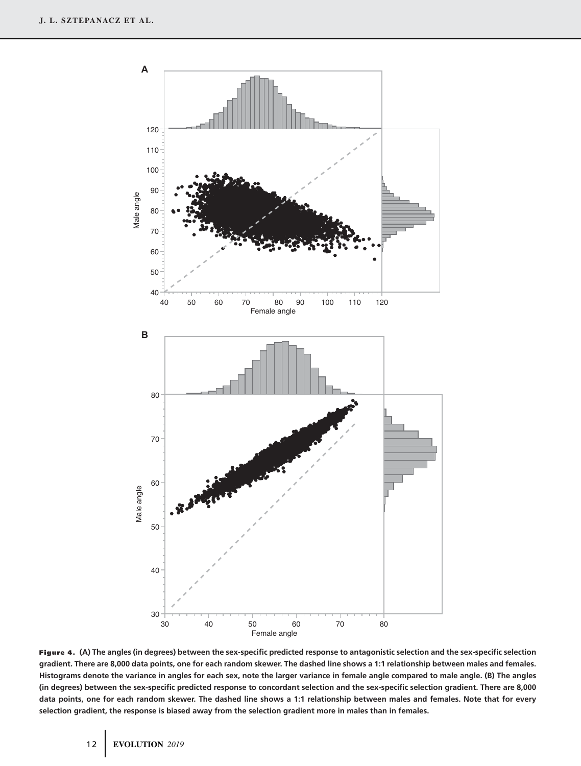**Figure 4.** **(A) The angles (in degrees) between the sex-specific predicted response to antagonistic selection and the sex-specific selection gradient. There are 8,000 data points, one for each random skewer. The dashed line shows a 1:1 relationship between males and females. Histograms denote the variance in angles for each sex, note the larger variance in female angle compared to male angle. (B) The angles (in degrees) between the sex-specific predicted response to concordant selection and the sex-specific selection gradient. There are 8,000 data points, one for each random skewer. The dashed line shows a 1:1 relationship between males and females. Note that for every selection gradient, the response is biased away from the selection gradient more in males than in females.**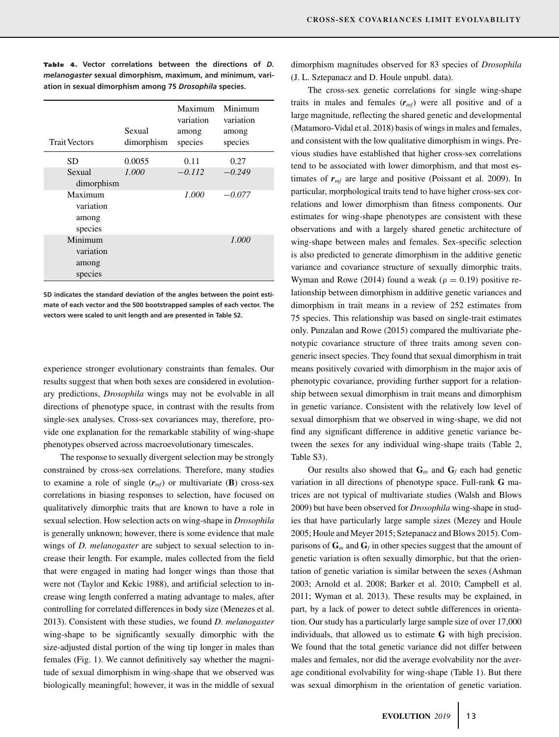**Table 4.** Vector correlations between the directions of *D. melanogaster* sexual dimorphism, maximum, and minimum, variation in sexual dimorphism among 75 *Drosophila* species.

| Trait Vectors | Sexual dimorphism | Maximum variation among species | Minimum variation among species |
|---|---|---|---|
| SD | 0.0055 | 0.11 | 0.27 |
| Sexual dimorphism | *1.000* | *−0.112* | *−0.249* |
| Maximum variation among species | | *1.000* | *−0.077* |
| Minimum variation among species | | | *1.000* |

SD indicates the standard deviation of the angles between the point estimate of each vector and the 500 bootstrapped samples of each vector. The vectors were scaled to unit length and are presented in Table S2.

experience stronger evolutionary constraints than females. Our results suggest that when both sexes are considered in evolutionary predictions, *Drosophila* wings may not be evolvable in all directions of phenotype space, in contrast with the results from single-sex analyses. Cross-sex covariances may, therefore, provide one explanation for the remarkable stability of wing-shape phenotypes observed across macroevolutionary timescales.

The response to sexually divergent selection may be strongly constrained by cross-sex correlations. Therefore, many studies to examine a role of single ($\boldsymbol{r}_{mf}$) or multivariate (**B**) cross-sex correlations in biasing responses to selection, have focused on qualitatively dimorphic traits that are known to have a role in sexual selection. How selection acts on wing-shape in *Drosophila* is generally unknown; however, there is some evidence that male wings of *D. melanogaster* are subject to sexual selection to increase their length. For example, males collected from the field that were engaged in mating had longer wings than those that were not (Taylor and Kekic 1988), and artificial selection to increase wing length conferred a mating advantage to males, after controlling for correlated differences in body size (Menezes et al. 2013). Consistent with these studies, we found *D. melanogaster* wing-shape to be significantly sexually dimorphic with the size-adjusted distal portion of the wing tip longer in males than females (Fig. 1). We cannot definitively say whether the magnitude of sexual dimorphism in wing-shape that we observed was biologically meaningful; however, it was in the middle of sexual dimorphism magnitudes observed for 83 species of *Drosophila* (J. L. Sztepanacz and D. Houle unpubl. data).

The cross-sex genetic correlations for single wing-shape traits in males and females ($\boldsymbol{r}_{mf}$) were all positive and of a large magnitude, reflecting the shared genetic and developmental (Matamoro-Vidal et al. 2018) basis of wings in males and females, and consistent with the low qualitative dimorphism in wings. Previous studies have established that higher cross-sex correlations tend to be associated with lower dimorphism, and that most estimates of $\boldsymbol{r}_{mf}$ are large and positive (Poissant et al. 2009). In particular, morphological traits tend to have higher cross-sex correlations and lower dimorphism than fitness components. Our estimates for wing-shape phenotypes are consistent with these observations and with a largely shared genetic architecture of wing-shape between males and females. Sex-specific selection is also predicted to generate dimorphism in the additive genetic variance and covariance structure of sexually dimorphic traits. Wyman and Rowe (2014) found a weak ($\rho = 0.19$) positive relationship between dimorphism in additive genetic variances and dimorphism in trait means in a review of 252 estimates from 75 species. This relationship was based on single-trait estimates only. Punzalan and Rowe (2015) compared the multivariate phenotypic covariance structure of three traits among seven congeneric insect species. They found that sexual dimorphism in trait means positively covaried with dimorphism in the major axis of phenotypic covariance, providing further support for a relationship between sexual dimorphism in trait means and dimorphism in genetic variance. Consistent with the relatively low level of sexual dimorphism that we observed in wing-shape, we did not find any significant difference in additive genetic variance between the sexes for any individual wing-shape traits (Table 2, Table S3).

Our results also showed that $\mathbf{G}_m$ and $\mathbf{G}_f$ each had genetic variation in all directions of phenotype space. Full-rank **G** matrices are not typical of multivariate studies (Walsh and Blows 2009) but have been observed for *Drosophila* wing-shape in studies that have particularly large sample sizes (Mezey and Houle 2005; Houle and Meyer 2015; Sztepanacz and Blows 2015). Comparisons of $\mathbf{G}_m$ and $\mathbf{G}_f$ in other species suggest that the amount of genetic variation is often sexually dimorphic, but that the orientation of genetic variation is similar between the sexes (Ashman 2003; Arnold et al. 2008; Barker et al. 2010; Campbell et al. 2011; Wyman et al. 2013). These results may be explained, in part, by a lack of power to detect subtle differences in orientation. Our study has a particularly large sample size of over 17,000 individuals, that allowed us to estimate **G** with high precision. We found that the total genetic variance did not differ between males and females, nor did the average evolvability nor the average conditional evolvability for wing-shape (Table 1). But there was sexual dimorphism in the orientation of genetic variation.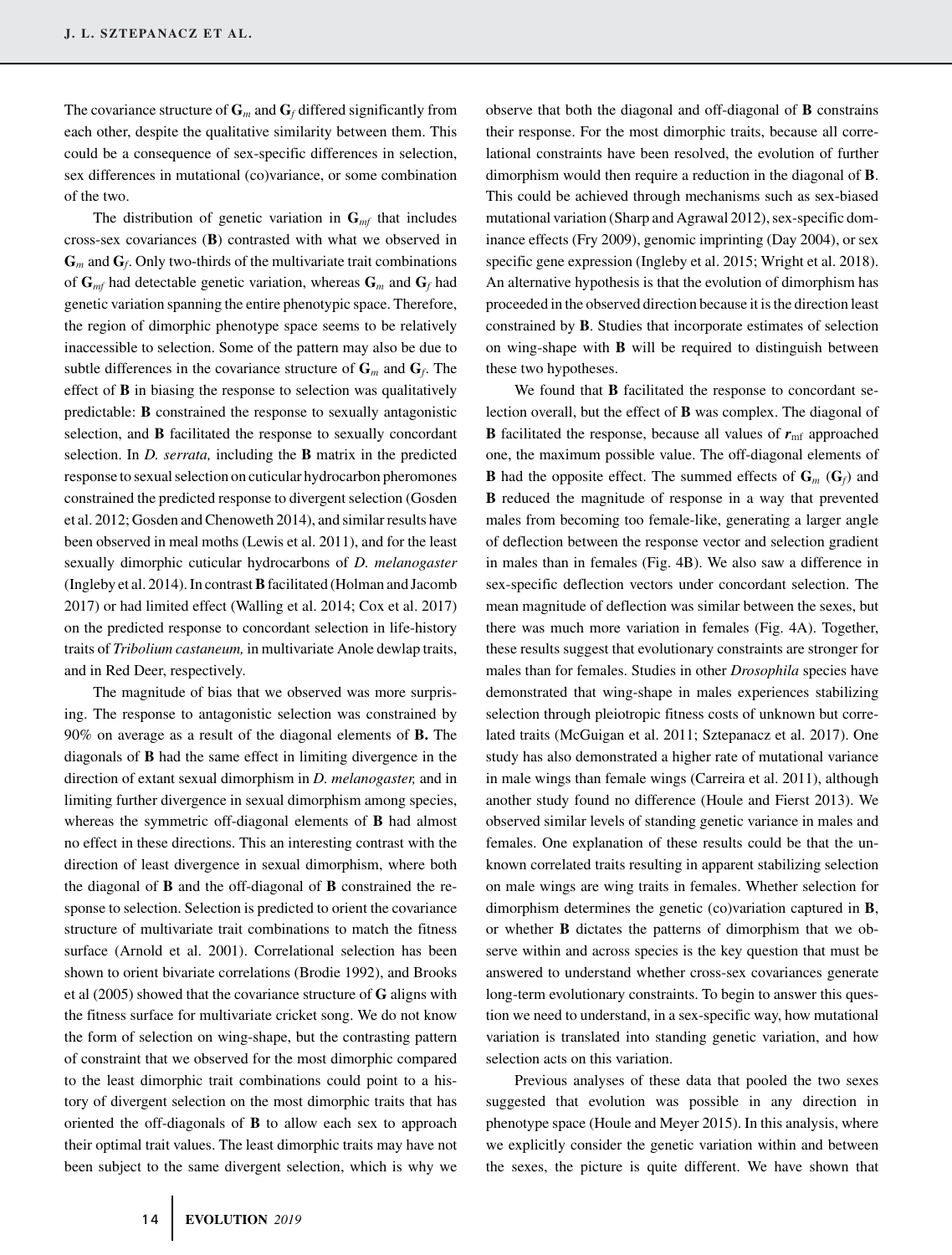The covariance structure of $\mathbf{G}_m$ and $\mathbf{G}_f$ differed significantly from each other, despite the qualitative similarity between them. This could be a consequence of sex-specific differences in selection, sex differences in mutational (co)variance, or some combination of the two.

The distribution of genetic variation in $\mathbf{G}_{mf}$ that includes cross-sex covariances (**B**) contrasted with what we observed in $\mathbf{G}_m$ and $\mathbf{G}_f$. Only two-thirds of the multivariate trait combinations of $\mathbf{G}_{mf}$ had detectable genetic variation, whereas $\mathbf{G}_m$ and $\mathbf{G}_f$ had genetic variation spanning the entire phenotypic space. Therefore, the region of dimorphic phenotype space seems to be relatively inaccessible to selection. Some of the pattern may also be due to subtle differences in the covariance structure of $\mathbf{G}_m$ and $\mathbf{G}_f$. The effect of **B** in biasing the response to selection was qualitatively predictable: **B** constrained the response to sexually antagonistic selection, and **B** facilitated the response to sexually concordant selection. In *D. serrata,* including the **B** matrix in the predicted response to sexual selection on cuticular hydrocarbon pheromones constrained the predicted response to divergent selection (Gosden et al. 2012; Gosden and Chenoweth 2014), and similar results have been observed in meal moths (Lewis et al. 2011), and for the least sexually dimorphic cuticular hydrocarbons of *D. melanogaster* (Ingleby et al. 2014). In contrast **B** facilitated (Holman and Jacomb 2017) or had limited effect (Walling et al. 2014; Cox et al. 2017) on the predicted response to concordant selection in life-history traits of *Tribolium castaneum,* in multivariate Anole dewlap traits, and in Red Deer, respectively.

The magnitude of bias that we observed was more surprising. The response to antagonistic selection was constrained by 90% on average as a result of the diagonal elements of **B.** The diagonals of **B** had the same effect in limiting divergence in the direction of extant sexual dimorphism in *D. melanogaster,* and in limiting further divergence in sexual dimorphism among species, whereas the symmetric off-diagonal elements of **B** had almost no effect in these directions. This an interesting contrast with the direction of least divergence in sexual dimorphism, where both the diagonal of **B** and the off-diagonal of **B** constrained the response to selection. Selection is predicted to orient the covariance structure of multivariate trait combinations to match the fitness surface (Arnold et al. 2001). Correlational selection has been shown to orient bivariate correlations (Brodie 1992), and Brooks et al (2005) showed that the covariance structure of **G** aligns with the fitness surface for multivariate cricket song. We do not know the form of selection on wing-shape, but the contrasting pattern of constraint that we observed for the most dimorphic compared to the least dimorphic trait combinations could point to a history of divergent selection on the most dimorphic traits that has oriented the off-diagonals of **B** to allow each sex to approach their optimal trait values. The least dimorphic traits may have not been subject to the same divergent selection, which is why we observe that both the diagonal and off-diagonal of **B** constrains their response. For the most dimorphic traits, because all correlational constraints have been resolved, the evolution of further dimorphism would then require a reduction in the diagonal of **B**. This could be achieved through mechanisms such as sex-biased mutational variation (Sharp and Agrawal 2012), sex-specific dominance effects (Fry 2009), genomic imprinting (Day 2004), or sex specific gene expression (Ingleby et al. 2015; Wright et al. 2018). An alternative hypothesis is that the evolution of dimorphism has proceeded in the observed direction because it is the direction least constrained by **B**. Studies that incorporate estimates of selection on wing-shape with **B** will be required to distinguish between these two hypotheses.

We found that **B** facilitated the response to concordant selection overall, but the effect of **B** was complex. The diagonal of **B** facilitated the response, because all values of $r_{\text{mf}}$ approached one, the maximum possible value. The off-diagonal elements of **B** had the opposite effect. The summed effects of $\mathbf{G}_m$ ($\mathbf{G}_f$) and **B** reduced the magnitude of response in a way that prevented males from becoming too female-like, generating a larger angle of deflection between the response vector and selection gradient in males than in females (Fig. 4B). We also saw a difference in sex-specific deflection vectors under concordant selection. The mean magnitude of deflection was similar between the sexes, but there was much more variation in females (Fig. 4A). Together, these results suggest that evolutionary constraints are stronger for males than for females. Studies in other *Drosophila* species have demonstrated that wing-shape in males experiences stabilizing selection through pleiotropic fitness costs of unknown but correlated traits (McGuigan et al. 2011; Sztepanacz et al. 2017). One study has also demonstrated a higher rate of mutational variance in male wings than female wings (Carreira et al. 2011), although another study found no difference (Houle and Fierst 2013). We observed similar levels of standing genetic variance in males and females. One explanation of these results could be that the unknown correlated traits resulting in apparent stabilizing selection on male wings are wing traits in females. Whether selection for dimorphism determines the genetic (co)variation captured in **B**, or whether **B** dictates the patterns of dimorphism that we observe within and across species is the key question that must be answered to understand whether cross-sex covariances generate long-term evolutionary constraints. To begin to answer this question we need to understand, in a sex-specific way, how mutational variation is translated into standing genetic variation, and how selection acts on this variation.

Previous analyses of these data that pooled the two sexes suggested that evolution was possible in any direction in phenotype space (Houle and Meyer 2015). In this analysis, where we explicitly consider the genetic variation within and between the sexes, the picture is quite different. We have shown that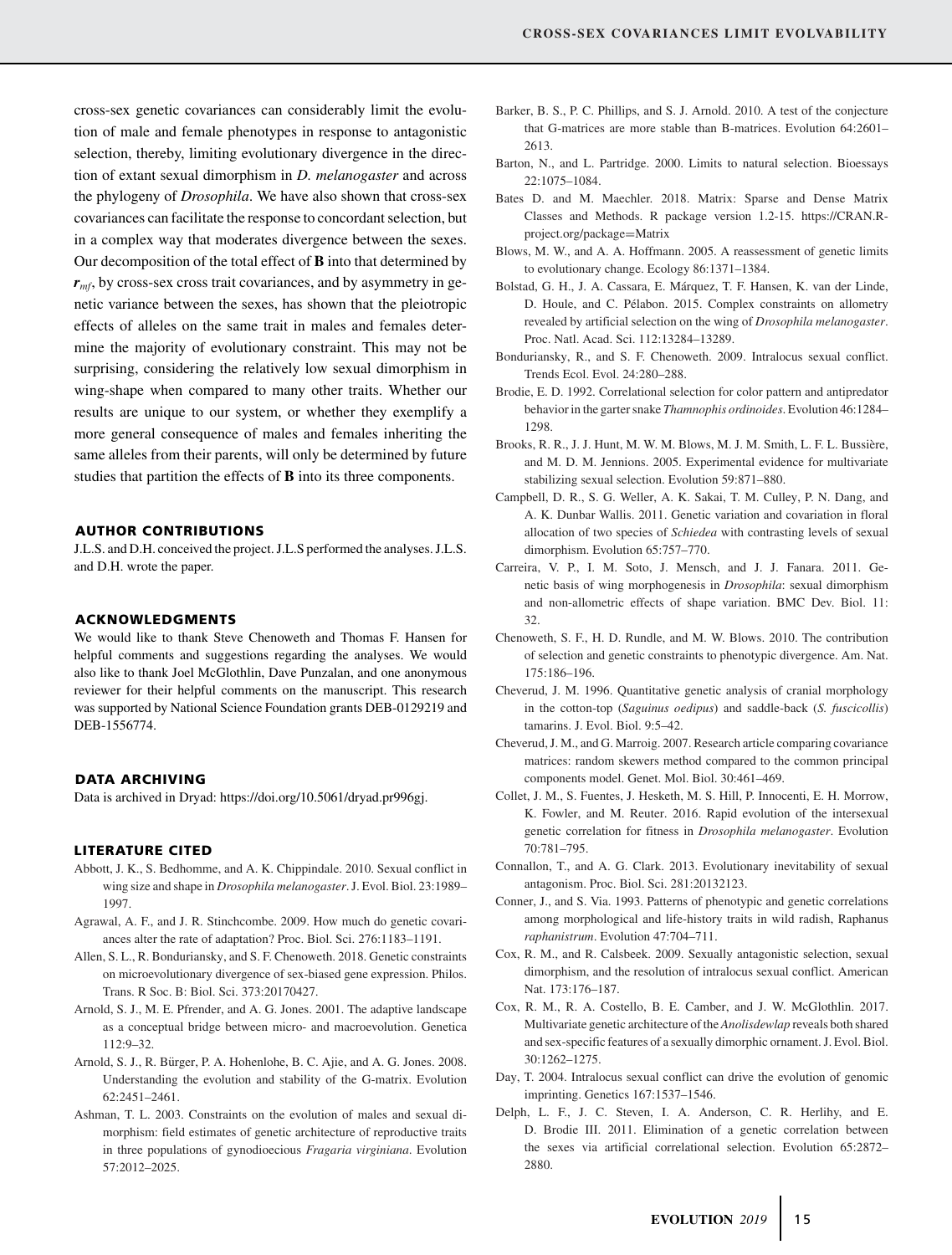cross-sex genetic covariances can considerably limit the evolution of male and female phenotypes in response to antagonistic selection, thereby, limiting evolutionary divergence in the direction of extant sexual dimorphism in *D. melanogaster* and across the phylogeny of *Drosophila*. We have also shown that cross-sex covariances can facilitate the response to concordant selection, but in a complex way that moderates divergence between the sexes. Our decomposition of the total effect of **B** into that determined by $\boldsymbol{r}_{mf}$, by cross-sex cross trait covariances, and by asymmetry in genetic variance between the sexes, has shown that the pleiotropic effects of alleles on the same trait in males and females determine the majority of evolutionary constraint. This may not be surprising, considering the relatively low sexual dimorphism in wing-shape when compared to many other traits. Whether our results are unique to our system, or whether they exemplify a more general consequence of males and females inheriting the same alleles from their parents, will only be determined by future studies that partition the effects of **B** into its three components.

## AUTHOR CONTRIBUTIONS

J.L.S. and D.H. conceived the project. J.L.S performed the analyses. J.L.S. and D.H. wrote the paper.

## ACKNOWLEDGMENTS

We would like to thank Steve Chenoweth and Thomas F. Hansen for helpful comments and suggestions regarding the analyses. We would also like to thank Joel McGlothlin, Dave Punzalan, and one anonymous reviewer for their helpful comments on the manuscript. This research was supported by National Science Foundation grants DEB-0129219 and DEB-1556774.

## DATA ARCHIVING

Data is archived in Dryad: https://doi.org/10.5061/dryad.pr996gj.

## LITERATURE CITED

Abbott, J. K., S. Bedhomme, and A. K. Chippindale. 2010. Sexual conflict in wing size and shape in *Drosophila melanogaster*. J. Evol. Biol. 23:1989–1997.

Agrawal, A. F., and J. R. Stinchcombe. 2009. How much do genetic covariances alter the rate of adaptation? Proc. Biol. Sci. 276:1183–1191.

Allen, S. L., R. Bonduriansky, and S. F. Chenoweth. 2018. Genetic constraints on microevolutionary divergence of sex-biased gene expression. Philos. Trans. R Soc. B: Biol. Sci. 373:20170427.

Arnold, S. J., M. E. Pfrender, and A. G. Jones. 2001. The adaptive landscape as a conceptual bridge between micro- and macroevolution. Genetica 112:9–32.

Arnold, S. J., R. Bürger, P. A. Hohenlohe, B. C. Ajie, and A. G. Jones. 2008. Understanding the evolution and stability of the G-matrix. Evolution 62:2451–2461.

Ashman, T. L. 2003. Constraints on the evolution of males and sexual dimorphism: field estimates of genetic architecture of reproductive traits in three populations of gynodioecious *Fragaria virginiana*. Evolution 57:2012–2025.

Barker, B. S., P. C. Phillips, and S. J. Arnold. 2010. A test of the conjecture that G-matrices are more stable than B-matrices. Evolution 64:2601–2613.

Barton, N., and L. Partridge. 2000. Limits to natural selection. Bioessays 22:1075–1084.

Bates D. and M. Maechler. 2018. Matrix: Sparse and Dense Matrix Classes and Methods. R package version 1.2-15. https://CRAN.R-project.org/package=Matrix

Blows, M. W., and A. A. Hoffmann. 2005. A reassessment of genetic limits to evolutionary change. Ecology 86:1371–1384.

Bolstad, G. H., J. A. Cassara, E. Márquez, T. F. Hansen, K. van der Linde, D. Houle, and C. Pélabon. 2015. Complex constraints on allometry revealed by artificial selection on the wing of *Drosophila melanogaster*. Proc. Natl. Acad. Sci. 112:13284–13289.

Bonduriansky, R., and S. F. Chenoweth. 2009. Intralocus sexual conflict. Trends Ecol. Evol. 24:280–288.

Brodie, E. D. 1992. Correlational selection for color pattern and antipredator behavior in the garter snake *Thamnophis ordinoides*. Evolution 46:1284–1298.

Brooks, R. R., J. J. Hunt, M. W. M. Blows, M. J. M. Smith, L. F. L. Bussière, and M. D. M. Jennions. 2005. Experimental evidence for multivariate stabilizing sexual selection. Evolution 59:871–880.

Campbell, D. R., S. G. Weller, A. K. Sakai, T. M. Culley, P. N. Dang, and A. K. Dunbar Wallis. 2011. Genetic variation and covariation in floral allocation of two species of *Schiedea* with contrasting levels of sexual dimorphism. Evolution 65:757–770.

Carreira, V. P., I. M. Soto, J. Mensch, and J. J. Fanara. 2011. Genetic basis of wing morphogenesis in *Drosophila*: sexual dimorphism and non-allometric effects of shape variation. BMC Dev. Biol. 11:32.

Chenoweth, S. F., H. D. Rundle, and M. W. Blows. 2010. The contribution of selection and genetic constraints to phenotypic divergence. Am. Nat. 175:186–196.

Cheverud, J. M. 1996. Quantitative genetic analysis of cranial morphology in the cotton-top (*Saguinus oedipus*) and saddle-back (*S. fuscicollis*) tamarins. J. Evol. Biol. 9:5–42.

Cheverud, J. M., and G. Marroig. 2007. Research article comparing covariance matrices: random skewers method compared to the common principal components model. Genet. Mol. Biol. 30:461–469.

Collet, J. M., S. Fuentes, J. Hesketh, M. S. Hill, P. Innocenti, E. H. Morrow, K. Fowler, and M. Reuter. 2016. Rapid evolution of the intersexual genetic correlation for fitness in *Drosophila melanogaster*. Evolution 70:781–795.

Connallon, T., and A. G. Clark. 2013. Evolutionary inevitability of sexual antagonism. Proc. Biol. Sci. 281:20132123.

Conner, J., and S. Via. 1993. Patterns of phenotypic and genetic correlations among morphological and life-history traits in wild radish, Raphanus *raphanistrum*. Evolution 47:704–711.

Cox, R. M., and R. Calsbeek. 2009. Sexually antagonistic selection, sexual dimorphism, and the resolution of intralocus sexual conflict. American Nat. 173:176–187.

Cox, R. M., R. A. Costello, B. E. Camber, and J. W. McGlothlin. 2017. Multivariate genetic architecture of the *Anolisdewlap* reveals both shared and sex-specific features of a sexually dimorphic ornament. J. Evol. Biol. 30:1262–1275.

Day, T. 2004. Intralocus sexual conflict can drive the evolution of genomic imprinting. Genetics 167:1537–1546.

Delph, L. F., J. C. Steven, I. A. Anderson, C. R. Herlihy, and E. D. Brodie III. 2011. Elimination of a genetic correlation between the sexes via artificial correlational selection. Evolution 65:2872–2880.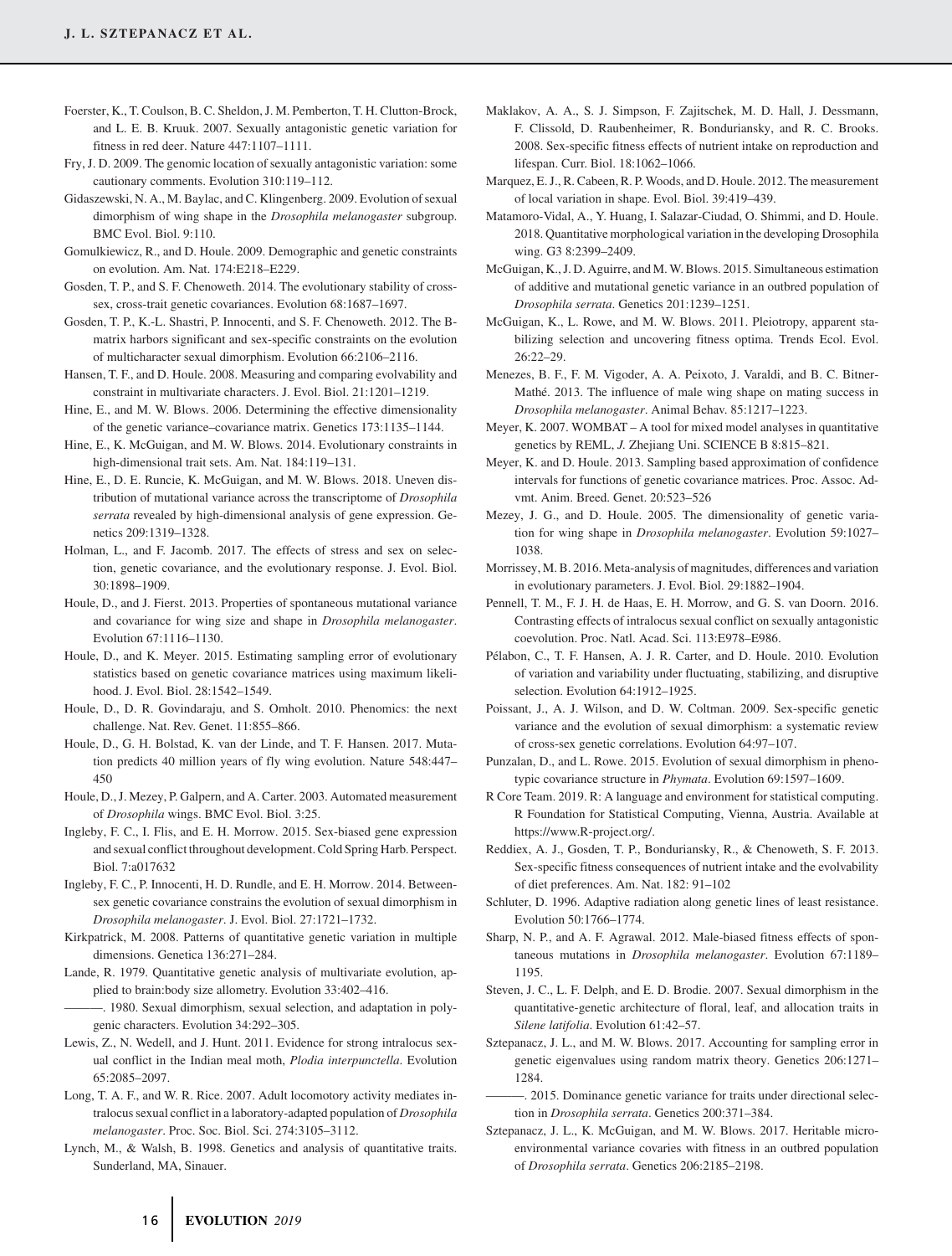Foerster, K., T. Coulson, B. C. Sheldon, J. M. Pemberton, T. H. Clutton-Brock, and L. E. B. Kruuk. 2007. Sexually antagonistic genetic variation for fitness in red deer. Nature 447:1107–1111.

Fry, J. D. 2009. The genomic location of sexually antagonistic variation: some cautionary comments. Evolution 310:119–112.

Gidaszewski, N. A., M. Baylac, and C. Klingenberg. 2009. Evolution of sexual dimorphism of wing shape in the *Drosophila melanogaster* subgroup. BMC Evol. Biol. 9:110.

Gomulkiewicz, R., and D. Houle. 2009. Demographic and genetic constraints on evolution. Am. Nat. 174:E218–E229.

Gosden, T. P., and S. F. Chenoweth. 2014. The evolutionary stability of cross-sex, cross-trait genetic covariances. Evolution 68:1687–1697.

Gosden, T. P., K.-L. Shastri, P. Innocenti, and S. F. Chenoweth. 2012. The B-matrix harbors significant and sex-specific constraints on the evolution of multicharacter sexual dimorphism. Evolution 66:2106–2116.

Hansen, T. F., and D. Houle. 2008. Measuring and comparing evolvability and constraint in multivariate characters. J. Evol. Biol. 21:1201–1219.

Hine, E., and M. W. Blows. 2006. Determining the effective dimensionality of the genetic variance–covariance matrix. Genetics 173:1135–1144.

Hine, E., K. McGuigan, and M. W. Blows. 2014. Evolutionary constraints in high-dimensional trait sets. Am. Nat. 184:119–131.

Hine, E., D. E. Runcie, K. McGuigan, and M. W. Blows. 2018. Uneven distribution of mutational variance across the transcriptome of *Drosophila serrata* revealed by high-dimensional analysis of gene expression. Genetics 209:1319–1328.

Holman, L., and F. Jacomb. 2017. The effects of stress and sex on selection, genetic covariance, and the evolutionary response. J. Evol. Biol. 30:1898–1909.

Houle, D., and J. Fierst. 2013. Properties of spontaneous mutational variance and covariance for wing size and shape in *Drosophila melanogaster*. Evolution 67:1116–1130.

Houle, D., and K. Meyer. 2015. Estimating sampling error of evolutionary statistics based on genetic covariance matrices using maximum likelihood. J. Evol. Biol. 28:1542–1549.

Houle, D., D. R. Govindaraju, and S. Omholt. 2010. Phenomics: the next challenge. Nat. Rev. Genet. 11:855–866.

Houle, D., G. H. Bolstad, K. van der Linde, and T. F. Hansen. 2017. Mutation predicts 40 million years of fly wing evolution. Nature 548:447–450

Houle, D., J. Mezey, P. Galpern, and A. Carter. 2003. Automated measurement of *Drosophila* wings. BMC Evol. Biol. 3:25.

Ingleby, F. C., I. Flis, and E. H. Morrow. 2015. Sex-biased gene expression and sexual conflict throughout development. Cold Spring Harb. Perspect. Biol. 7:a017632

Ingleby, F. C., P. Innocenti, H. D. Rundle, and E. H. Morrow. 2014. Between-sex genetic covariance constrains the evolution of sexual dimorphism in *Drosophila melanogaster*. J. Evol. Biol. 27:1721–1732.

Kirkpatrick, M. 2008. Patterns of quantitative genetic variation in multiple dimensions. Genetica 136:271–284.

Lande, R. 1979. Quantitative genetic analysis of multivariate evolution, applied to brain:body size allometry. Evolution 33:402–416.

———. 1980. Sexual dimorphism, sexual selection, and adaptation in polygenic characters. Evolution 34:292–305.

Lewis, Z., N. Wedell, and J. Hunt. 2011. Evidence for strong intralocus sexual conflict in the Indian meal moth, *Plodia interpunctella*. Evolution 65:2085–2097.

Long, T. A. F., and W. R. Rice. 2007. Adult locomotory activity mediates intralocus sexual conflict in a laboratory-adapted population of *Drosophila melanogaster*. Proc. Soc. Biol. Sci. 274:3105–3112.

Lynch, M., & Walsh, B. 1998. Genetics and analysis of quantitative traits. Sunderland, MA, Sinauer.

Maklakov, A. A., S. J. Simpson, F. Zajitschek, M. D. Hall, J. Dessmann, F. Clissold, D. Raubenheimer, R. Bonduriansky, and R. C. Brooks. 2008. Sex-specific fitness effects of nutrient intake on reproduction and lifespan. Curr. Biol. 18:1062–1066.

Marquez, E. J., R. Cabeen, R. P. Woods, and D. Houle. 2012. The measurement of local variation in shape. Evol. Biol. 39:419–439.

Matamoro-Vidal, A., Y. Huang, I. Salazar-Ciudad, O. Shimmi, and D. Houle. 2018. Quantitative morphological variation in the developing Drosophila wing. G3 8:2399–2409.

McGuigan, K., J. D. Aguirre, and M. W. Blows. 2015. Simultaneous estimation of additive and mutational genetic variance in an outbred population of *Drosophila serrata*. Genetics 201:1239–1251.

McGuigan, K., L. Rowe, and M. W. Blows. 2011. Pleiotropy, apparent stabilizing selection and uncovering fitness optima. Trends Ecol. Evol. 26:22–29.

Menezes, B. F., F. M. Vigoder, A. A. Peixoto, J. Varaldi, and B. C. Bitner-Mathé. 2013. The influence of male wing shape on mating success in *Drosophila melanogaster*. Animal Behav. 85:1217–1223.

Meyer, K. 2007. WOMBAT – A tool for mixed model analyses in quantitative genetics by REML, *J.* Zhejiang Uni. SCIENCE B 8:815–821.

Meyer, K. and D. Houle. 2013. Sampling based approximation of confidence intervals for functions of genetic covariance matrices. Proc. Assoc. Advmt. Anim. Breed. Genet. 20:523–526

Mezey, J. G., and D. Houle. 2005. The dimensionality of genetic variation for wing shape in *Drosophila melanogaster*. Evolution 59:1027–1038.

Morrissey, M. B. 2016. Meta-analysis of magnitudes, differences and variation in evolutionary parameters. J. Evol. Biol. 29:1882–1904.

Pennell, T. M., F. J. H. de Haas, E. H. Morrow, and G. S. van Doorn. 2016. Contrasting effects of intralocus sexual conflict on sexually antagonistic coevolution. Proc. Natl. Acad. Sci. 113:E978–E986.

Pélabon, C., T. F. Hansen, A. J. R. Carter, and D. Houle. 2010. Evolution of variation and variability under fluctuating, stabilizing, and disruptive selection. Evolution 64:1912–1925.

Poissant, J., A. J. Wilson, and D. W. Coltman. 2009. Sex-specific genetic variance and the evolution of sexual dimorphism: a systematic review of cross-sex genetic correlations. Evolution 64:97–107.

Punzalan, D., and L. Rowe. 2015. Evolution of sexual dimorphism in phenotypic covariance structure in *Phymata*. Evolution 69:1597–1609.

R Core Team. 2019. R: A language and environment for statistical computing. R Foundation for Statistical Computing, Vienna, Austria. Available at https://www.R-project.org/.

Reddiex, A. J., Gosden, T. P., Bonduriansky, R., & Chenoweth, S. F. 2013. Sex-specific fitness consequences of nutrient intake and the evolvability of diet preferences. Am. Nat. 182: 91–102

Schluter, D. 1996. Adaptive radiation along genetic lines of least resistance. Evolution 50:1766–1774.

Sharp, N. P., and A. F. Agrawal. 2012. Male-biased fitness effects of spontaneous mutations in *Drosophila melanogaster*. Evolution 67:1189–1195.

Steven, J. C., L. F. Delph, and E. D. Brodie. 2007. Sexual dimorphism in the quantitative-genetic architecture of floral, leaf, and allocation traits in *Silene latifolia*. Evolution 61:42–57.

Sztepanacz, J. L., and M. W. Blows. 2017. Accounting for sampling error in genetic eigenvalues using random matrix theory. Genetics 206:1271–1284.

———. 2015. Dominance genetic variance for traits under directional selection in *Drosophila serrata*. Genetics 200:371–384.

Sztepanacz, J. L., K. McGuigan, and M. W. Blows. 2017. Heritable microenvironmental variance covaries with fitness in an outbred population of *Drosophila serrata*. Genetics 206:2185–2198.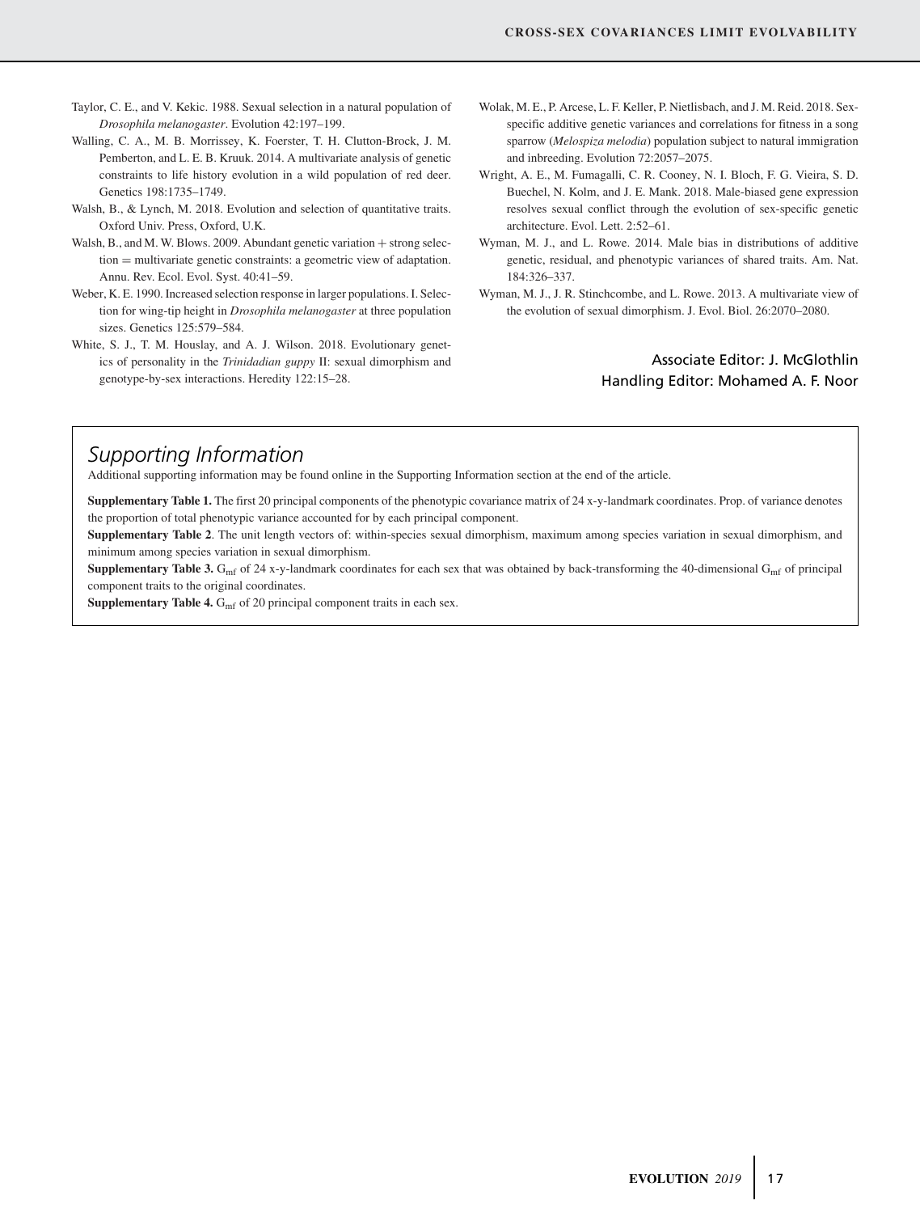Taylor, C. E., and V. Kekic. 1988. Sexual selection in a natural population of *Drosophila melanogaster*. Evolution 42:197–199.

Walling, C. A., M. B. Morrissey, K. Foerster, T. H. Clutton-Brock, J. M. Pemberton, and L. E. B. Kruuk. 2014. A multivariate analysis of genetic constraints to life history evolution in a wild population of red deer. Genetics 198:1735–1749.

Walsh, B., & Lynch, M. 2018. Evolution and selection of quantitative traits. Oxford Univ. Press, Oxford, U.K.

Walsh, B., and M. W. Blows. 2009. Abundant genetic variation + strong selection = multivariate genetic constraints: a geometric view of adaptation. Annu. Rev. Ecol. Evol. Syst. 40:41–59.

Weber, K. E. 1990. Increased selection response in larger populations. I. Selection for wing-tip height in *Drosophila melanogaster* at three population sizes. Genetics 125:579–584.

White, S. J., T. M. Houslay, and A. J. Wilson. 2018. Evolutionary genetics of personality in the *Trinidadian guppy* II: sexual dimorphism and genotype-by-sex interactions. Heredity 122:15–28.

Wolak, M. E., P. Arcese, L. F. Keller, P. Nietlisbach, and J. M. Reid. 2018. Sex-specific additive genetic variances and correlations for fitness in a song sparrow (*Melospiza melodia*) population subject to natural immigration and inbreeding. Evolution 72:2057–2075.

Wright, A. E., M. Fumagalli, C. R. Cooney, N. I. Bloch, F. G. Vieira, S. D. Buechel, N. Kolm, and J. E. Mank. 2018. Male-biased gene expression resolves sexual conflict through the evolution of sex-specific genetic architecture. Evol. Lett. 2:52–61.

Wyman, M. J., and L. Rowe. 2014. Male bias in distributions of additive genetic, residual, and phenotypic variances of shared traits. Am. Nat. 184:326–337.

Wyman, M. J., J. R. Stinchcombe, and L. Rowe. 2013. A multivariate view of the evolution of sexual dimorphism. J. Evol. Biol. 26:2070–2080.

Associate Editor: J. McGlothlin
Handling Editor: Mohamed A. F. Noor

## *Supporting Information*

Additional supporting information may be found online in the Supporting Information section at the end of the article.

**Supplementary Table 1.** The first 20 principal components of the phenotypic covariance matrix of 24 x-y-landmark coordinates. Prop. of variance denotes the proportion of total phenotypic variance accounted for by each principal component.

**Supplementary Table 2**. The unit length vectors of: within-species sexual dimorphism, maximum among species variation in sexual dimorphism, and minimum among species variation in sexual dimorphism.

**Supplementary Table 3.** $G_{mf}$ of 24 x-y-landmark coordinates for each sex that was obtained by back-transforming the 40-dimensional $G_{mf}$ of principal component traits to the original coordinates.

**Supplementary Table 4.** $G_{mf}$ of 20 principal component traits in each sex.